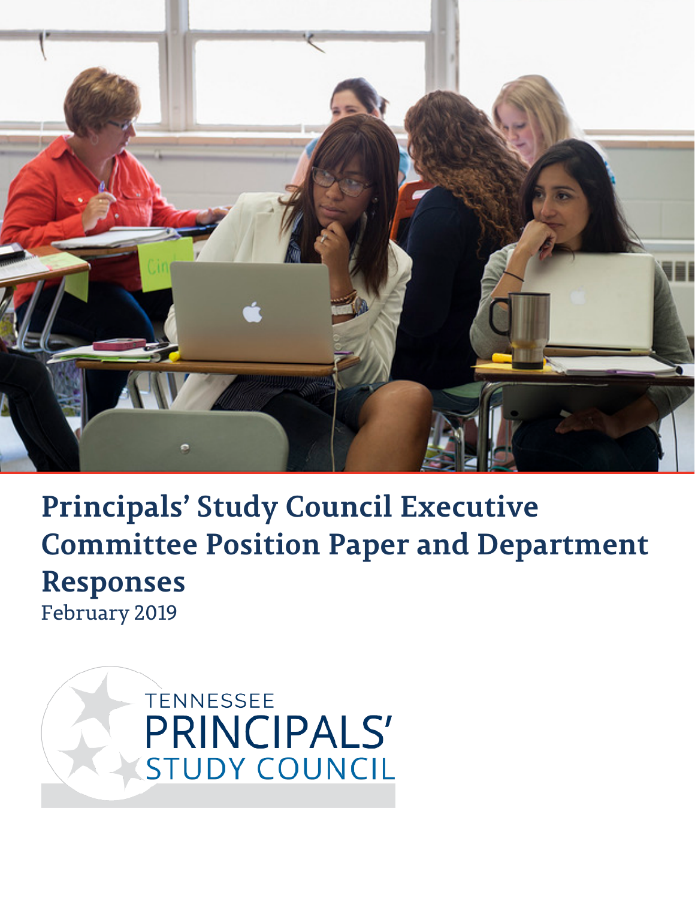# Principals' Study Council Executive Committee Position Paper and Department Responses

February 2019

TENNESSEE PRINCIPALS' STUDY COUNCIL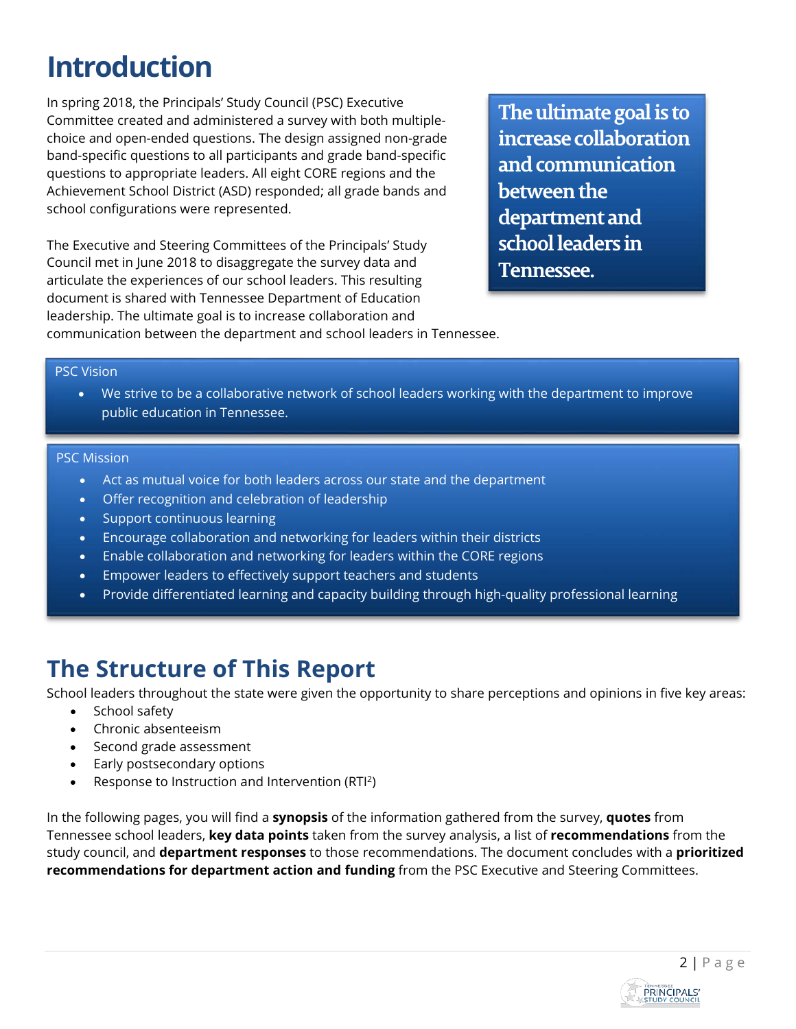# Introduction

In spring 2018, the Principals' Study Council (PSC) Executive Committee created and administered a survey with both multiple-choice and open-ended questions. The design assigned non-grade band-specific questions to all participants and grade band-specific questions to appropriate leaders. All eight CORE regions and the Achievement School District (ASD) responded; all grade bands and school configurations were represented.

The Executive and Steering Committees of the Principals' Study Council met in June 2018 to disaggregate the survey data and articulate the experiences of our school leaders. This resulting document is shared with Tennessee Department of Education leadership. The ultimate goal is to increase collaboration and communication between the department and school leaders in Tennessee.

> **The ultimate goal is to increase collaboration and communication between the department and school leaders in Tennessee.**

**PSC Vision**

- We strive to be a collaborative network of school leaders working with the department to improve public education in Tennessee.

**PSC Mission**

- Act as mutual voice for both leaders across our state and the department
- Offer recognition and celebration of leadership
- Support continuous learning
- Encourage collaboration and networking for leaders within their districts
- Enable collaboration and networking for leaders within the CORE regions
- Empower leaders to effectively support teachers and students
- Provide differentiated learning and capacity building through high-quality professional learning

# The Structure of This Report

School leaders throughout the state were given the opportunity to share perceptions and opinions in five key areas:

- School safety
- Chronic absenteeism
- Second grade assessment
- Early postsecondary options
- Response to Instruction and Intervention ($RTI^2$)

In the following pages, you will find a **synopsis** of the information gathered from the survey, **quotes** from Tennessee school leaders, **key data points** taken from the survey analysis, a list of **recommendations** from the study council, and **department responses** to those recommendations. The document concludes with a **prioritized recommendations for department action and funding** from the PSC Executive and Steering Committees.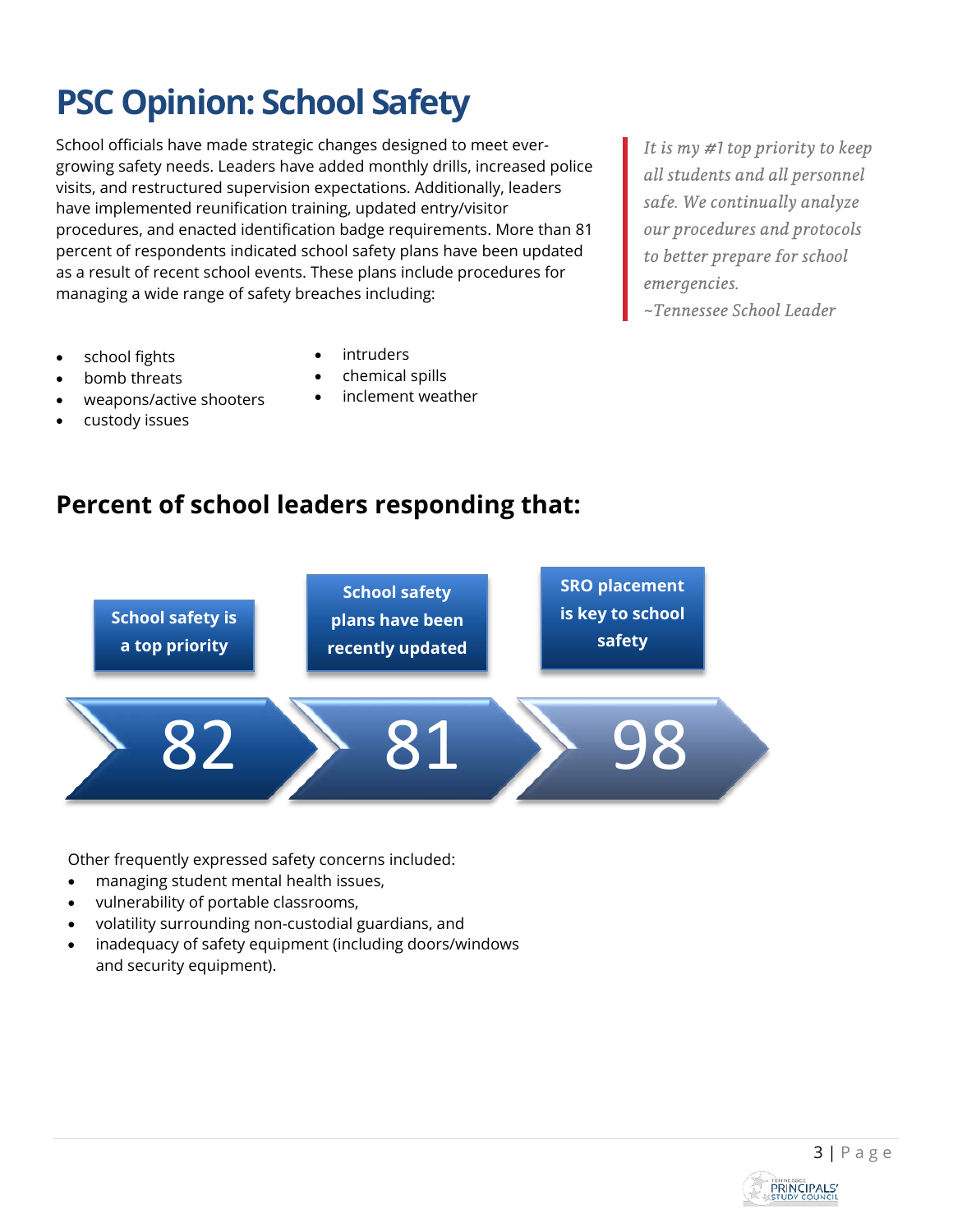# PSC Opinion: School Safety

School officials have made strategic changes designed to meet ever-growing safety needs. Leaders have added monthly drills, increased police visits, and restructured supervision expectations. Additionally, leaders have implemented reunification training, updated entry/visitor procedures, and enacted identification badge requirements. More than 81 percent of respondents indicated school safety plans have been updated as a result of recent school events. These plans include procedures for managing a wide range of safety breaches including:

> *It is my #1 top priority to keep all students and all personnel safe. We continually analyze our procedures and protocols to better prepare for school emergencies.*
> *~Tennessee School Leader*

- school fights
- bomb threats
- weapons/active shooters
- custody issues
- intruders
- chemical spills
- inclement weather

## Percent of school leaders responding that:

| School safety is a top priority | School safety plans have been recently updated | SRO placement is key to school safety |
|---|---|---|
| 82 | 81 | 98 |

Other frequently expressed safety concerns included:

- managing student mental health issues,
- vulnerability of portable classrooms,
- volatility surrounding non-custodial guardians, and
- inadequacy of safety equipment (including doors/windows and security equipment).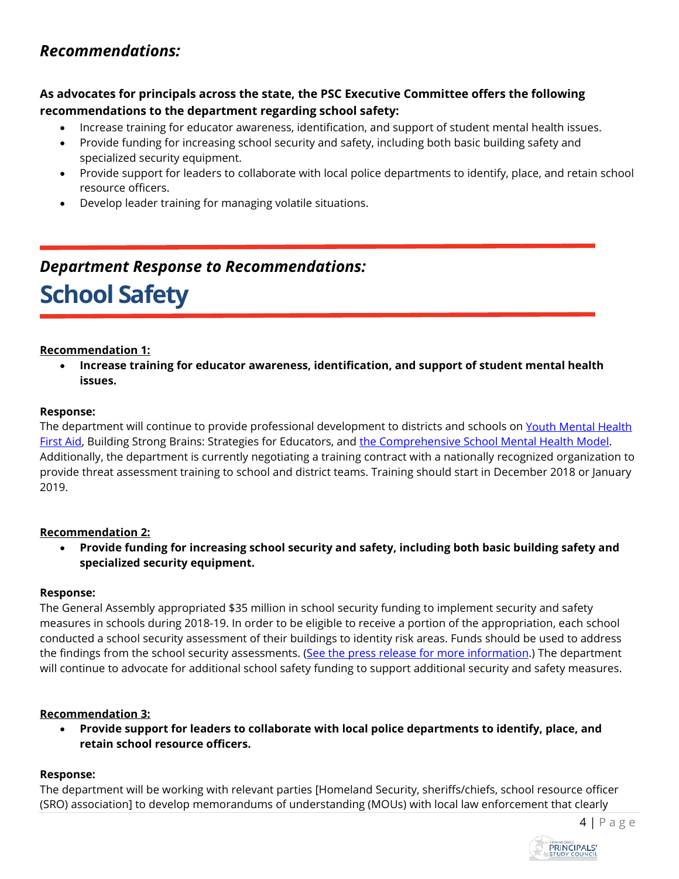## *Recommendations:*

**As advocates for principals across the state, the PSC Executive Committee offers the following recommendations to the department regarding school safety:**

- Increase training for educator awareness, identification, and support of student mental health issues.
- Provide funding for increasing school security and safety, including both basic building safety and specialized security equipment.
- Provide support for leaders to collaborate with local police departments to identify, place, and retain school resource officers.
- Develop leader training for managing volatile situations.

## *Department Response to Recommendations:*

# School Safety

**Recommendation 1:**

- **Increase training for educator awareness, identification, and support of student mental health issues.**

**Response:**
The department will continue to provide professional development to districts and schools on Youth Mental Health First Aid, Building Strong Brains: Strategies for Educators, and the Comprehensive School Mental Health Model. Additionally, the department is currently negotiating a training contract with a nationally recognized organization to provide threat assessment training to school and district teams. Training should start in December 2018 or January 2019.

**Recommendation 2:**

- **Provide funding for increasing school security and safety, including both basic building safety and specialized security equipment.**

**Response:**
The General Assembly appropriated $35 million in school security funding to implement security and safety measures in schools during 2018-19. In order to be eligible to receive a portion of the appropriation, each school conducted a school security assessment of their buildings to identity risk areas. Funds should be used to address the findings from the school security assessments. (See the press release for more information.) The department will continue to advocate for additional school safety funding to support additional security and safety measures.

**Recommendation 3:**

- **Provide support for leaders to collaborate with local police departments to identify, place, and retain school resource officers.**

**Response:**
The department will be working with relevant parties [Homeland Security, sheriffs/chiefs, school resource officer (SRO) association] to develop memorandums of understanding (MOUs) with local law enforcement that clearly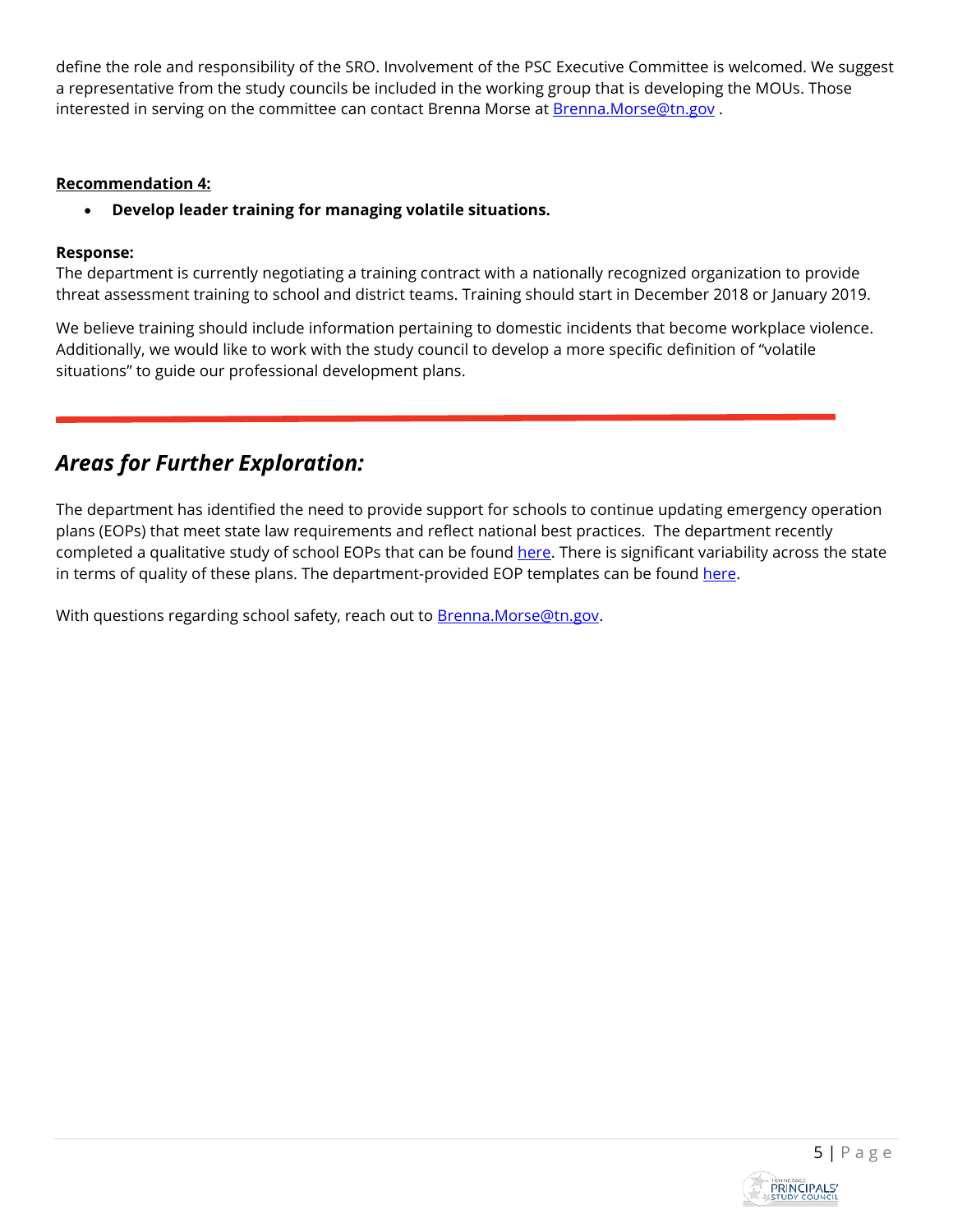define the role and responsibility of the SRO. Involvement of the PSC Executive Committee is welcomed. We suggest a representative from the study councils be included in the working group that is developing the MOUs. Those interested in serving on the committee can contact Brenna Morse at Brenna.Morse@tn.gov .

**Recommendation 4:**

- **Develop leader training for managing volatile situations.**

**Response:**
The department is currently negotiating a training contract with a nationally recognized organization to provide threat assessment training to school and district teams. Training should start in December 2018 or January 2019.

We believe training should include information pertaining to domestic incidents that become workplace violence. Additionally, we would like to work with the study council to develop a more specific definition of "volatile situations" to guide our professional development plans.

## *Areas for Further Exploration:*

The department has identified the need to provide support for schools to continue updating emergency operation plans (EOPs) that meet state law requirements and reflect national best practices. The department recently completed a qualitative study of school EOPs that can be found here. There is significant variability across the state in terms of quality of these plans. The department-provided EOP templates can be found here.

With questions regarding school safety, reach out to Brenna.Morse@tn.gov.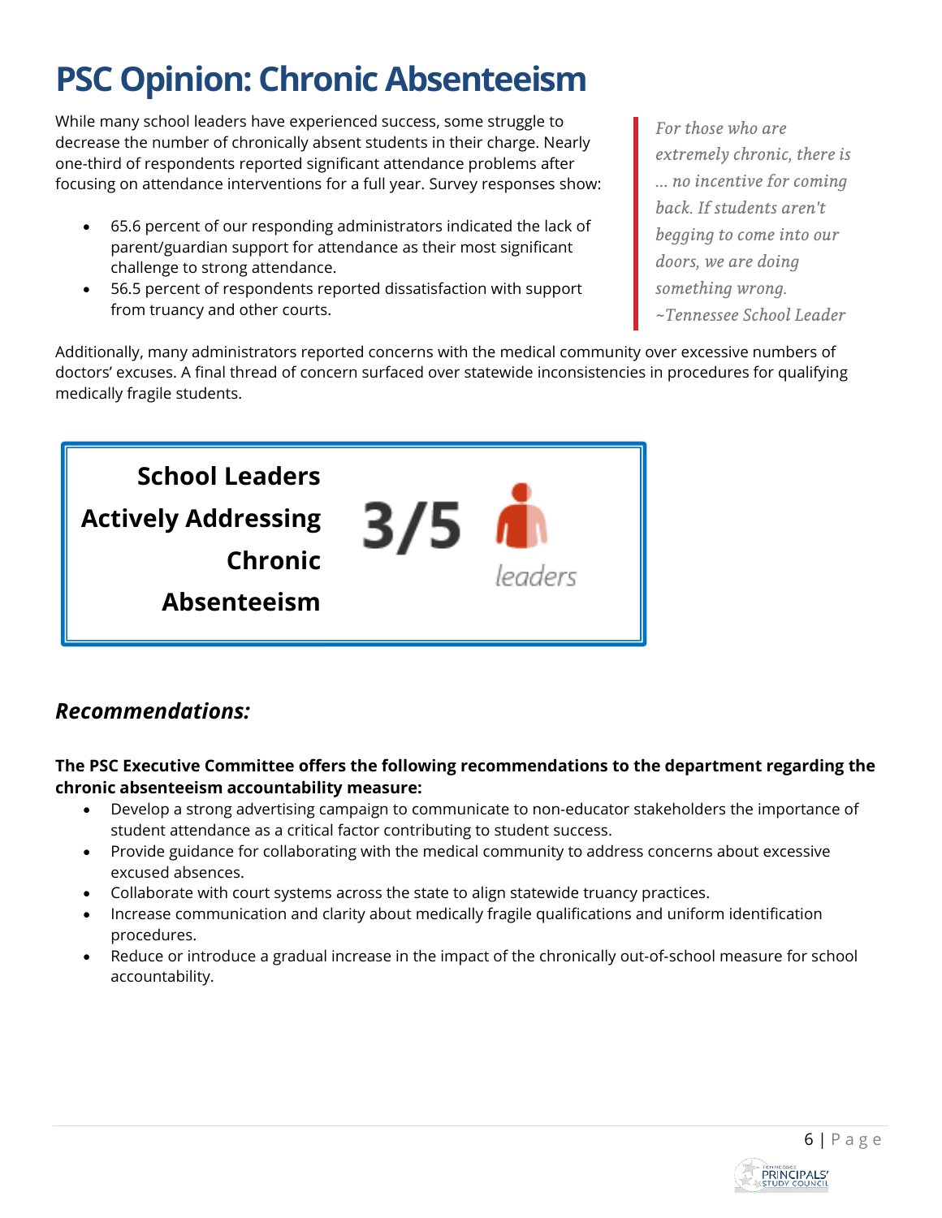# PSC Opinion: Chronic Absenteeism

While many school leaders have experienced success, some struggle to decrease the number of chronically absent students in their charge. Nearly one-third of respondents reported significant attendance problems after focusing on attendance interventions for a full year. Survey responses show:

- 65.6 percent of our responding administrators indicated the lack of parent/guardian support for attendance as their most significant challenge to strong attendance.
- 56.5 percent of respondents reported dissatisfaction with support from truancy and other courts.

> *For those who are extremely chronic, there is … no incentive for coming back. If students aren't begging to come into our doors, we are doing something wrong.*
> *~Tennessee School Leader*

Additionally, many administrators reported concerns with the medical community over excessive numbers of doctors' excuses. A final thread of concern surfaced over statewide inconsistencies in procedures for qualifying medically fragile students.

**School Leaders Actively Addressing Chronic Absenteeism**

**3/5** leaders

## *Recommendations:*

**The PSC Executive Committee offers the following recommendations to the department regarding the chronic absenteeism accountability measure:**

- Develop a strong advertising campaign to communicate to non-educator stakeholders the importance of student attendance as a critical factor contributing to student success.
- Provide guidance for collaborating with the medical community to address concerns about excessive excused absences.
- Collaborate with court systems across the state to align statewide truancy practices.
- Increase communication and clarity about medically fragile qualifications and uniform identification procedures.
- Reduce or introduce a gradual increase in the impact of the chronically out-of-school measure for school accountability.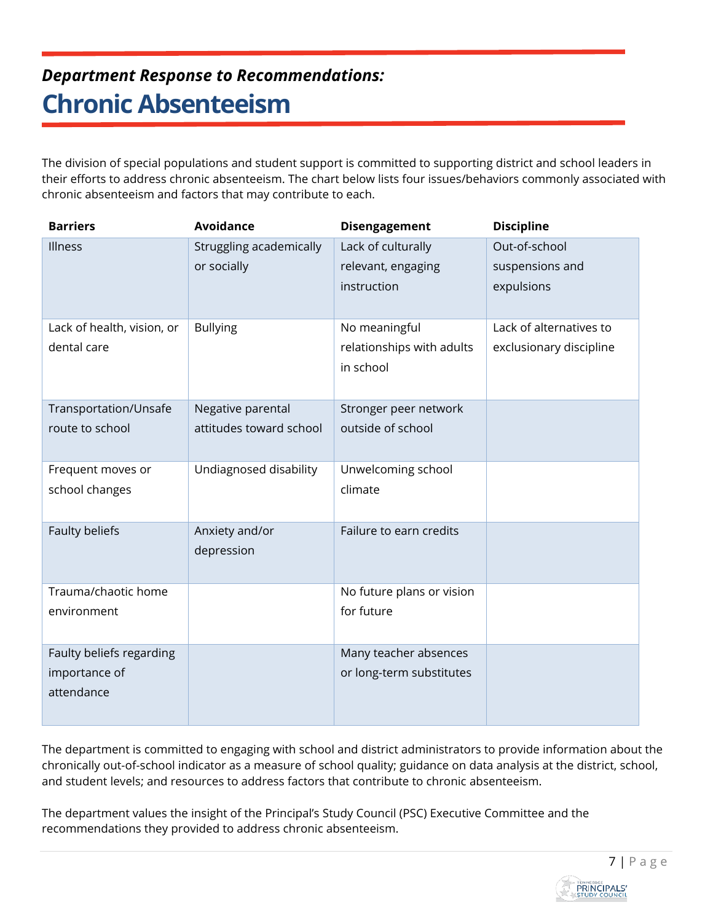*Department Response to Recommendations:*

# Chronic Absenteeism

The division of special populations and student support is committed to supporting district and school leaders in their efforts to address chronic absenteeism. The chart below lists four issues/behaviors commonly associated with chronic absenteeism and factors that may contribute to each.

| Barriers | Avoidance | Disengagement | Discipline |
|---|---|---|---|
| Illness | Struggling academically or socially | Lack of culturally relevant, engaging instruction | Out-of-school suspensions and expulsions |
| Lack of health, vision, or dental care | Bullying | No meaningful relationships with adults in school | Lack of alternatives to exclusionary discipline |
| Transportation/Unsafe route to school | Negative parental attitudes toward school | Stronger peer network outside of school | |
| Frequent moves or school changes | Undiagnosed disability | Unwelcoming school climate | |
| Faulty beliefs | Anxiety and/or depression | Failure to earn credits | |
| Trauma/chaotic home environment | | No future plans or vision for future | |
| Faulty beliefs regarding importance of attendance | | Many teacher absences or long-term substitutes | |

The department is committed to engaging with school and district administrators to provide information about the chronically out-of-school indicator as a measure of school quality; guidance on data analysis at the district, school, and student levels; and resources to address factors that contribute to chronic absenteeism.

The department values the insight of the Principal's Study Council (PSC) Executive Committee and the recommendations they provided to address chronic absenteeism.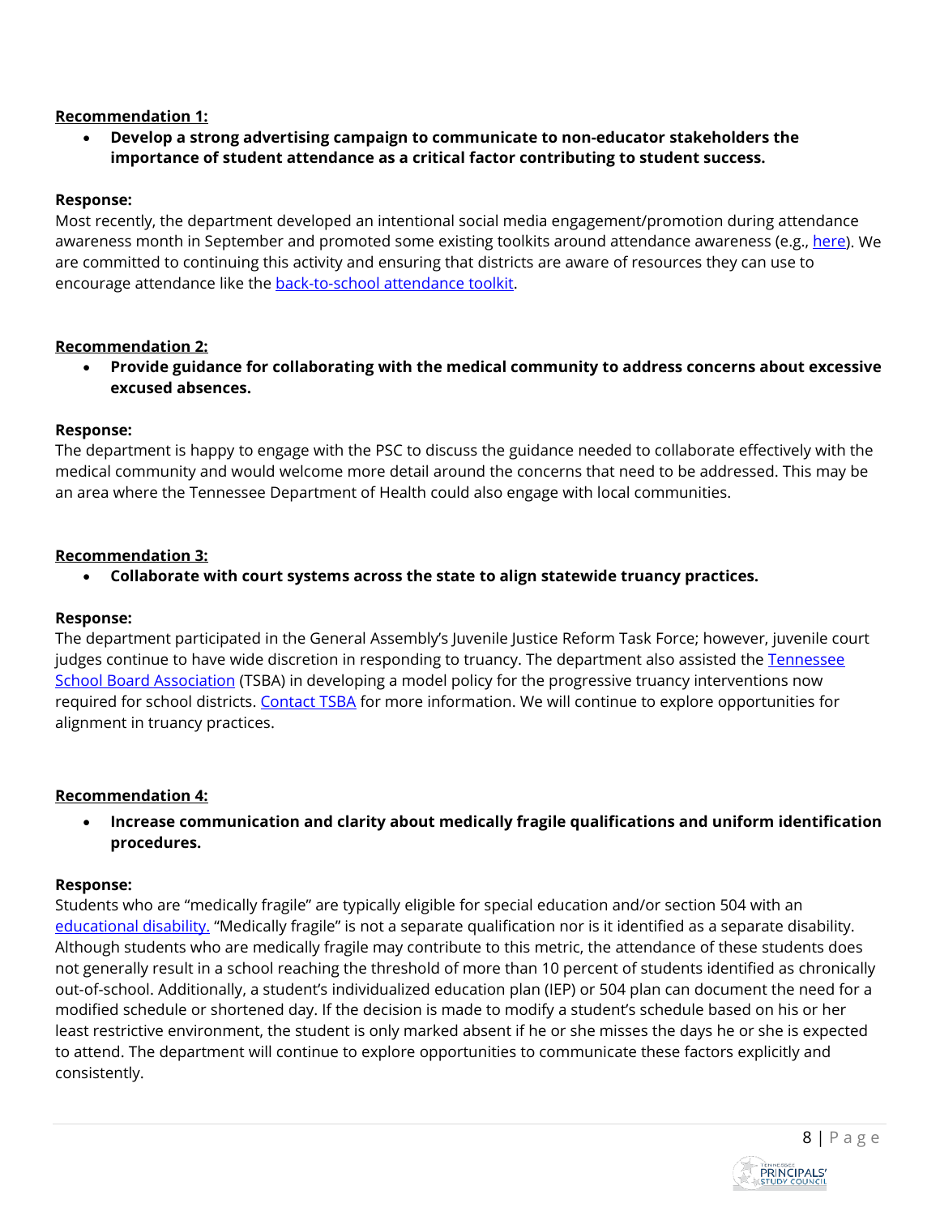**<u>Recommendation 1:</u>**

- **Develop a strong advertising campaign to communicate to non-educator stakeholders the importance of student attendance as a critical factor contributing to student success.**

**Response:**

Most recently, the department developed an intentional social media engagement/promotion during attendance awareness month in September and promoted some existing toolkits around attendance awareness (e.g., here). We are committed to continuing this activity and ensuring that districts are aware of resources they can use to encourage attendance like the back-to-school attendance toolkit.

**<u>Recommendation 2:</u>**

- **Provide guidance for collaborating with the medical community to address concerns about excessive excused absences.**

**Response:**

The department is happy to engage with the PSC to discuss the guidance needed to collaborate effectively with the medical community and would welcome more detail around the concerns that need to be addressed. This may be an area where the Tennessee Department of Health could also engage with local communities.

**<u>Recommendation 3:</u>**

- **Collaborate with court systems across the state to align statewide truancy practices.**

**Response:**

The department participated in the General Assembly's Juvenile Justice Reform Task Force; however, juvenile court judges continue to have wide discretion in responding to truancy. The department also assisted the Tennessee School Board Association (TSBA) in developing a model policy for the progressive truancy interventions now required for school districts. Contact TSBA for more information. We will continue to explore opportunities for alignment in truancy practices.

**<u>Recommendation 4:</u>**

- **Increase communication and clarity about medically fragile qualifications and uniform identification procedures.**

**Response:**

Students who are "medically fragile" are typically eligible for special education and/or section 504 with an educational disability. "Medically fragile" is not a separate qualification nor is it identified as a separate disability. Although students who are medically fragile may contribute to this metric, the attendance of these students does not generally result in a school reaching the threshold of more than 10 percent of students identified as chronically out-of-school. Additionally, a student's individualized education plan (IEP) or 504 plan can document the need for a modified schedule or shortened day. If the decision is made to modify a student's schedule based on his or her least restrictive environment, the student is only marked absent if he or she misses the days he or she is expected to attend. The department will continue to explore opportunities to communicate these factors explicitly and consistently.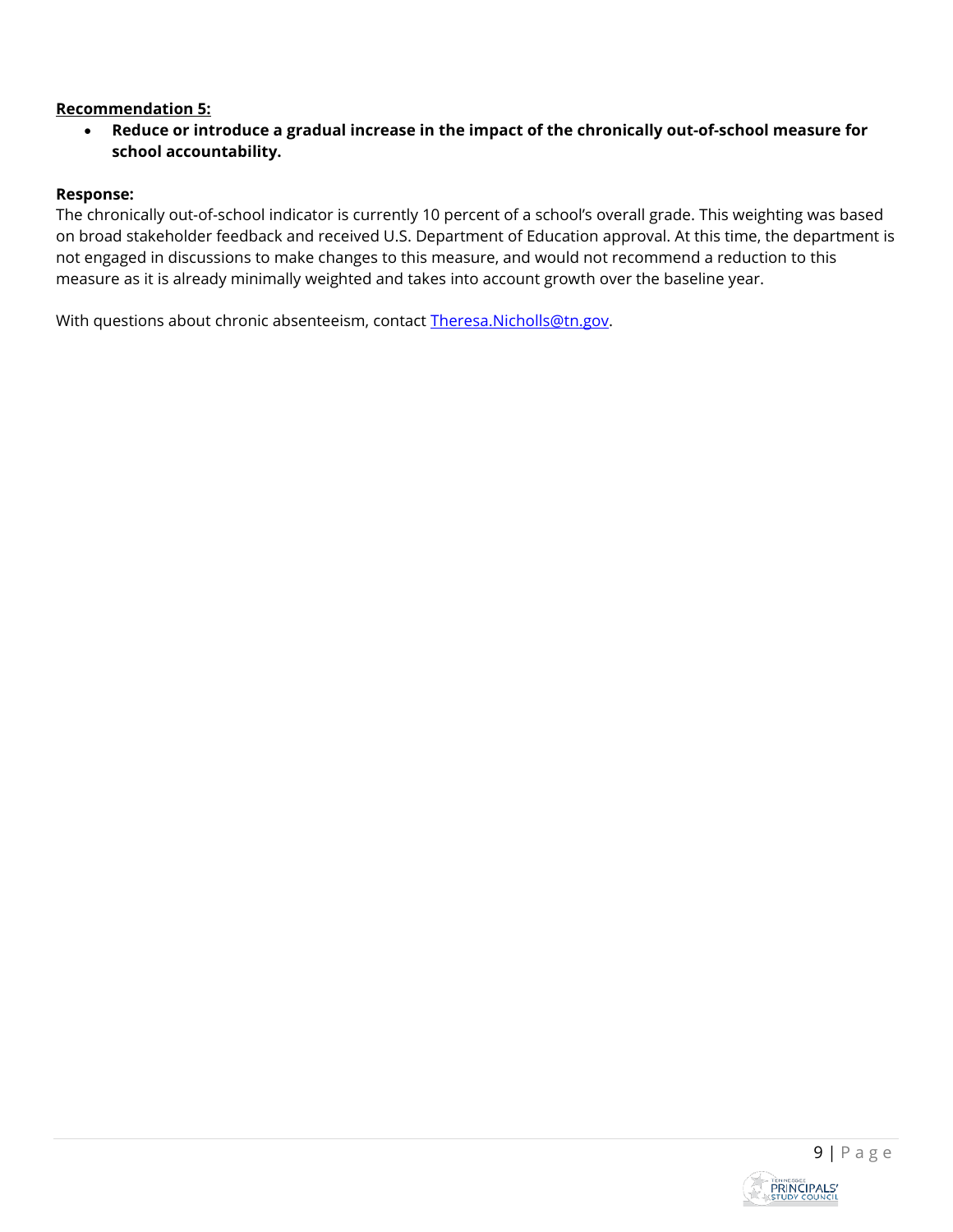**Recommendation 5:**

- **Reduce or introduce a gradual increase in the impact of the chronically out-of-school measure for school accountability.**

**Response:**

The chronically out-of-school indicator is currently 10 percent of a school's overall grade. This weighting was based on broad stakeholder feedback and received U.S. Department of Education approval. At this time, the department is not engaged in discussions to make changes to this measure, and would not recommend a reduction to this measure as it is already minimally weighted and takes into account growth over the baseline year.

With questions about chronic absenteeism, contact [Theresa.Nicholls@tn.gov](mailto:Theresa.Nicholls@tn.gov).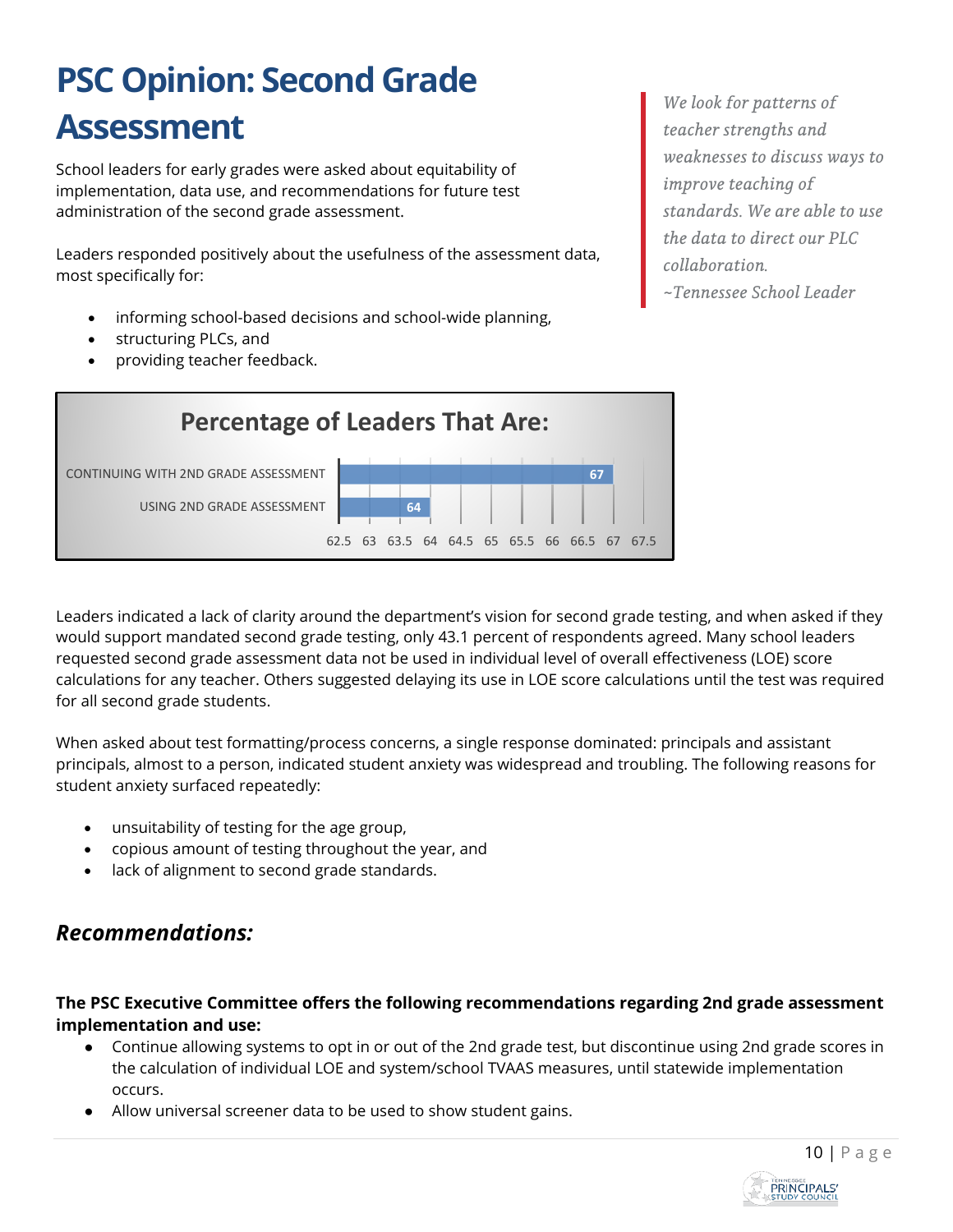# PSC Opinion: Second Grade Assessment

School leaders for early grades were asked about equitability of implementation, data use, and recommendations for future test administration of the second grade assessment.

Leaders responded positively about the usefulness of the assessment data, most specifically for:

- informing school-based decisions and school-wide planning,
- structuring PLCs, and
- providing teacher feedback.

> *We look for patterns of teacher strengths and weaknesses to discuss ways to improve teaching of standards. We are able to use the data to direct our PLC collaboration.*
> *~Tennessee School Leader*

**Percentage of Leaders That Are:**

| | Percentage |
|---|---|
| CONTINUING WITH 2ND GRADE ASSESSMENT | 67 |
| USING 2ND GRADE ASSESSMENT | 64 |

Leaders indicated a lack of clarity around the department's vision for second grade testing, and when asked if they would support mandated second grade testing, only 43.1 percent of respondents agreed. Many school leaders requested second grade assessment data not be used in individual level of overall effectiveness (LOE) score calculations for any teacher. Others suggested delaying its use in LOE score calculations until the test was required for all second grade students.

When asked about test formatting/process concerns, a single response dominated: principals and assistant principals, almost to a person, indicated student anxiety was widespread and troubling. The following reasons for student anxiety surfaced repeatedly:

- unsuitability of testing for the age group,
- copious amount of testing throughout the year, and
- lack of alignment to second grade standards.

## *Recommendations:*

**The PSC Executive Committee offers the following recommendations regarding 2nd grade assessment implementation and use:**

- Continue allowing systems to opt in or out of the 2nd grade test, but discontinue using 2nd grade scores in the calculation of individual LOE and system/school TVAAS measures, until statewide implementation occurs.
- Allow universal screener data to be used to show student gains.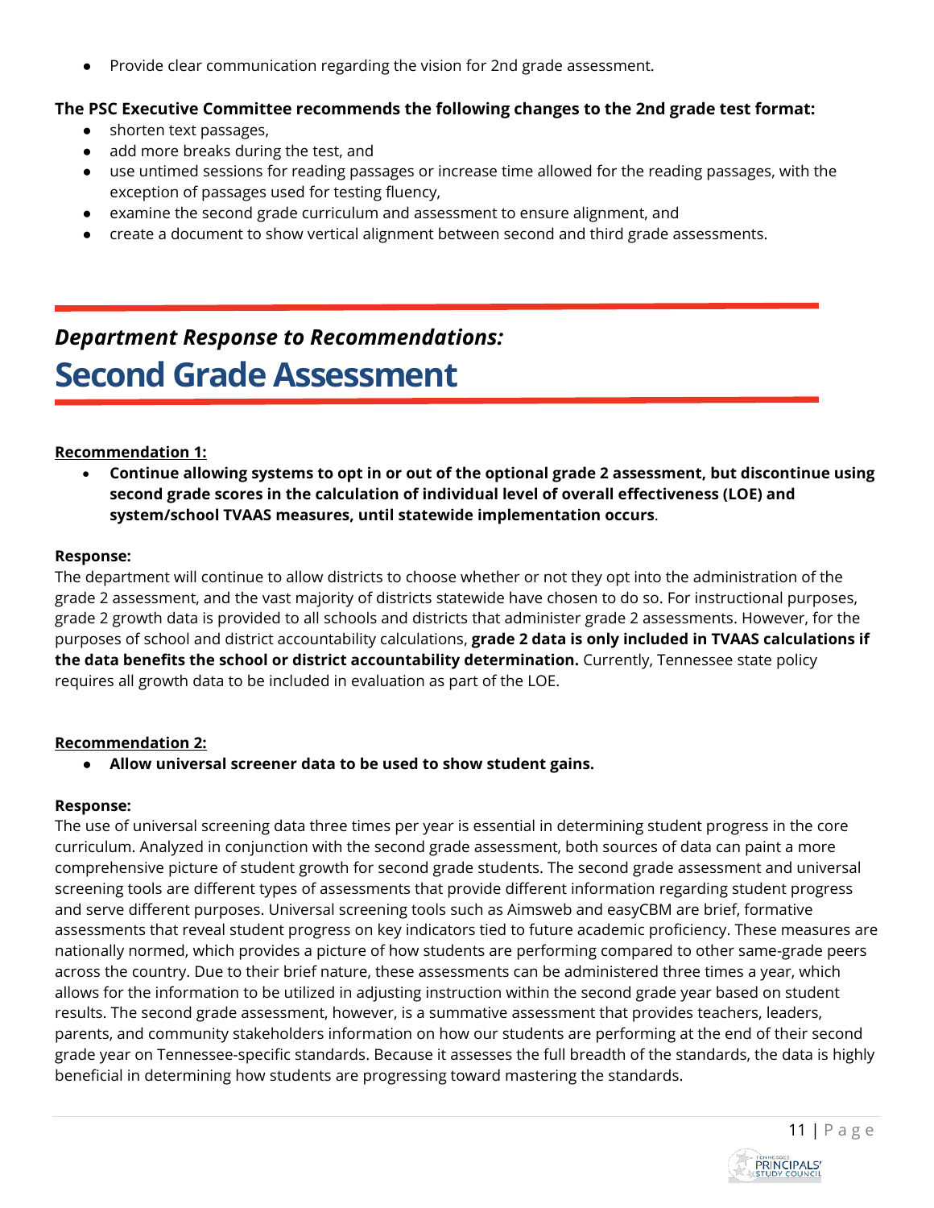- Provide clear communication regarding the vision for 2nd grade assessment.

**The PSC Executive Committee recommends the following changes to the 2nd grade test format:**

- shorten text passages,
- add more breaks during the test, and
- use untimed sessions for reading passages or increase time allowed for the reading passages, with the exception of passages used for testing fluency,
- examine the second grade curriculum and assessment to ensure alignment, and
- create a document to show vertical alignment between second and third grade assessments.

## *Department Response to Recommendations:*

# Second Grade Assessment

**Recommendation 1:**

- **Continue allowing systems to opt in or out of the optional grade 2 assessment, but discontinue using second grade scores in the calculation of individual level of overall effectiveness (LOE) and system/school TVAAS measures, until statewide implementation occurs**.

**Response:**

The department will continue to allow districts to choose whether or not they opt into the administration of the grade 2 assessment, and the vast majority of districts statewide have chosen to do so. For instructional purposes, grade 2 growth data is provided to all schools and districts that administer grade 2 assessments. However, for the purposes of school and district accountability calculations, **grade 2 data is only included in TVAAS calculations if the data benefits the school or district accountability determination.** Currently, Tennessee state policy requires all growth data to be included in evaluation as part of the LOE.

**Recommendation 2:**

- **Allow universal screener data to be used to show student gains.**

**Response:**

The use of universal screening data three times per year is essential in determining student progress in the core curriculum. Analyzed in conjunction with the second grade assessment, both sources of data can paint a more comprehensive picture of student growth for second grade students. The second grade assessment and universal screening tools are different types of assessments that provide different information regarding student progress and serve different purposes. Universal screening tools such as Aimsweb and easyCBM are brief, formative assessments that reveal student progress on key indicators tied to future academic proficiency. These measures are nationally normed, which provides a picture of how students are performing compared to other same-grade peers across the country. Due to their brief nature, these assessments can be administered three times a year, which allows for the information to be utilized in adjusting instruction within the second grade year based on student results. The second grade assessment, however, is a summative assessment that provides teachers, leaders, parents, and community stakeholders information on how our students are performing at the end of their second grade year on Tennessee-specific standards. Because it assesses the full breadth of the standards, the data is highly beneficial in determining how students are progressing toward mastering the standards.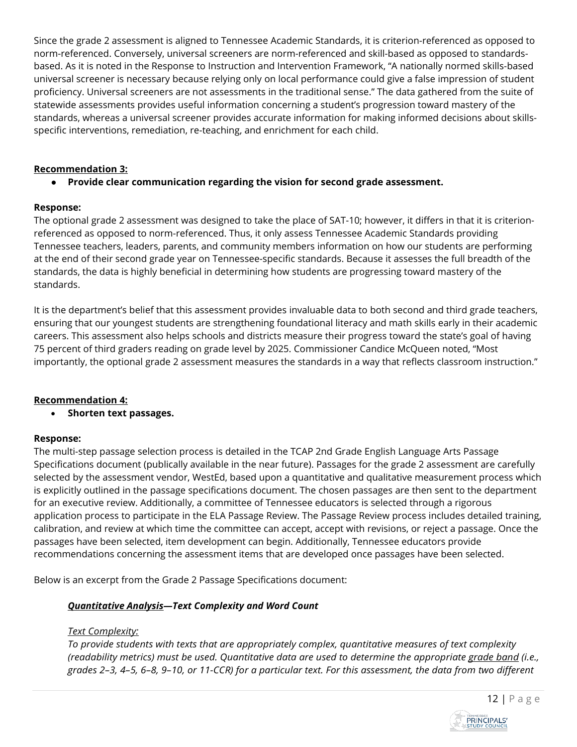Since the grade 2 assessment is aligned to Tennessee Academic Standards, it is criterion-referenced as opposed to norm-referenced. Conversely, universal screeners are norm-referenced and skill-based as opposed to standards-based. As it is noted in the Response to Instruction and Intervention Framework, "A nationally normed skills-based universal screener is necessary because relying only on local performance could give a false impression of student proficiency. Universal screeners are not assessments in the traditional sense." The data gathered from the suite of statewide assessments provides useful information concerning a student's progression toward mastery of the standards, whereas a universal screener provides accurate information for making informed decisions about skills-specific interventions, remediation, re-teaching, and enrichment for each child.

**<u>Recommendation 3:</u>**

- **Provide clear communication regarding the vision for second grade assessment.**

**Response:**

The optional grade 2 assessment was designed to take the place of SAT-10; however, it differs in that it is criterion-referenced as opposed to norm-referenced. Thus, it only assess Tennessee Academic Standards providing Tennessee teachers, leaders, parents, and community members information on how our students are performing at the end of their second grade year on Tennessee-specific standards. Because it assesses the full breadth of the standards, the data is highly beneficial in determining how students are progressing toward mastery of the standards.

It is the department's belief that this assessment provides invaluable data to both second and third grade teachers, ensuring that our youngest students are strengthening foundational literacy and math skills early in their academic careers. This assessment also helps schools and districts measure their progress toward the state's goal of having 75 percent of third graders reading on grade level by 2025. Commissioner Candice McQueen noted, "Most importantly, the optional grade 2 assessment measures the standards in a way that reflects classroom instruction."

**<u>Recommendation 4:</u>**

- **Shorten text passages.**

**Response:**

The multi-step passage selection process is detailed in the TCAP 2nd Grade English Language Arts Passage Specifications document (publically available in the near future). Passages for the grade 2 assessment are carefully selected by the assessment vendor, WestEd, based upon a quantitative and qualitative measurement process which is explicitly outlined in the passage specifications document. The chosen passages are then sent to the department for an executive review. Additionally, a committee of Tennessee educators is selected through a rigorous application process to participate in the ELA Passage Review. The Passage Review process includes detailed training, calibration, and review at which time the committee can accept, accept with revisions, or reject a passage. Once the passages have been selected, item development can begin. Additionally, Tennessee educators provide recommendations concerning the assessment items that are developed once passages have been selected.

Below is an excerpt from the Grade 2 Passage Specifications document:

> ***<u>Quantitative Analysis</u>—Text Complexity and Word Count***
>
> *<u>Text Complexity:</u>*
>
> *To provide students with texts that are appropriately complex, quantitative measures of text complexity (readability metrics) must be used. Quantitative data are used to determine the appropriate <u>grade band</u> (i.e., grades 2–3, 4–5, 6–8, 9–10, or 11-CCR) for a particular text. For this assessment, the data from two different*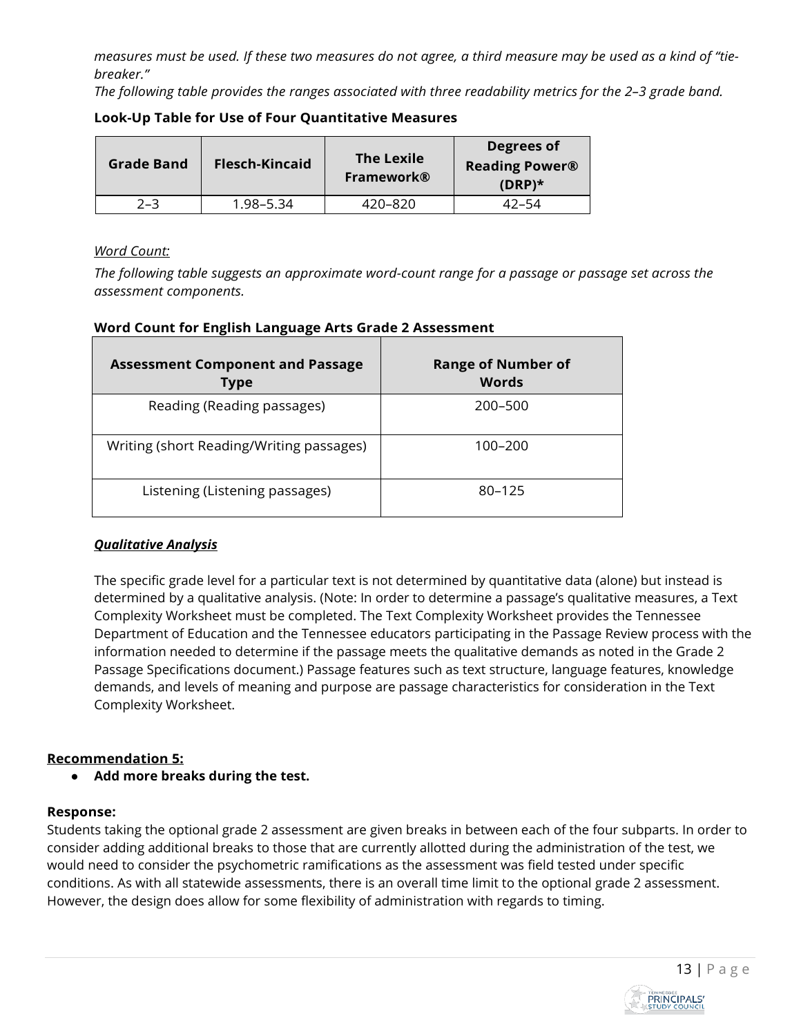*measures must be used. If these two measures do not agree, a third measure may be used as a kind of "tie-breaker."*

*The following table provides the ranges associated with three readability metrics for the 2–3 grade band.*

**Look-Up Table for Use of Four Quantitative Measures**

| Grade Band | Flesch-Kincaid | The Lexile Framework® | Degrees of Reading Power® (DRP)* |
|---|---|---|---|
| 2–3 | 1.98–5.34 | 420–820 | 42–54 |

*Word Count:*

*The following table suggests an approximate word-count range for a passage or passage set across the assessment components.*

**Word Count for English Language Arts Grade 2 Assessment**

| Assessment Component and Passage Type | Range of Number of Words |
|---|---|
| Reading (Reading passages) | 200–500 |
| Writing (short Reading/Writing passages) | 100–200 |
| Listening (Listening passages) | 80–125 |

***Qualitative Analysis***

The specific grade level for a particular text is not determined by quantitative data (alone) but instead is determined by a qualitative analysis. (Note: In order to determine a passage's qualitative measures, a Text Complexity Worksheet must be completed. The Text Complexity Worksheet provides the Tennessee Department of Education and the Tennessee educators participating in the Passage Review process with the information needed to determine if the passage meets the qualitative demands as noted in the Grade 2 Passage Specifications document.) Passage features such as text structure, language features, knowledge demands, and levels of meaning and purpose are passage characteristics for consideration in the Text Complexity Worksheet.

**Recommendation 5:**

- **Add more breaks during the test.**

**Response:**

Students taking the optional grade 2 assessment are given breaks in between each of the four subparts. In order to consider adding additional breaks to those that are currently allotted during the administration of the test, we would need to consider the psychometric ramifications as the assessment was field tested under specific conditions. As with all statewide assessments, there is an overall time limit to the optional grade 2 assessment. However, the design does allow for some flexibility of administration with regards to timing.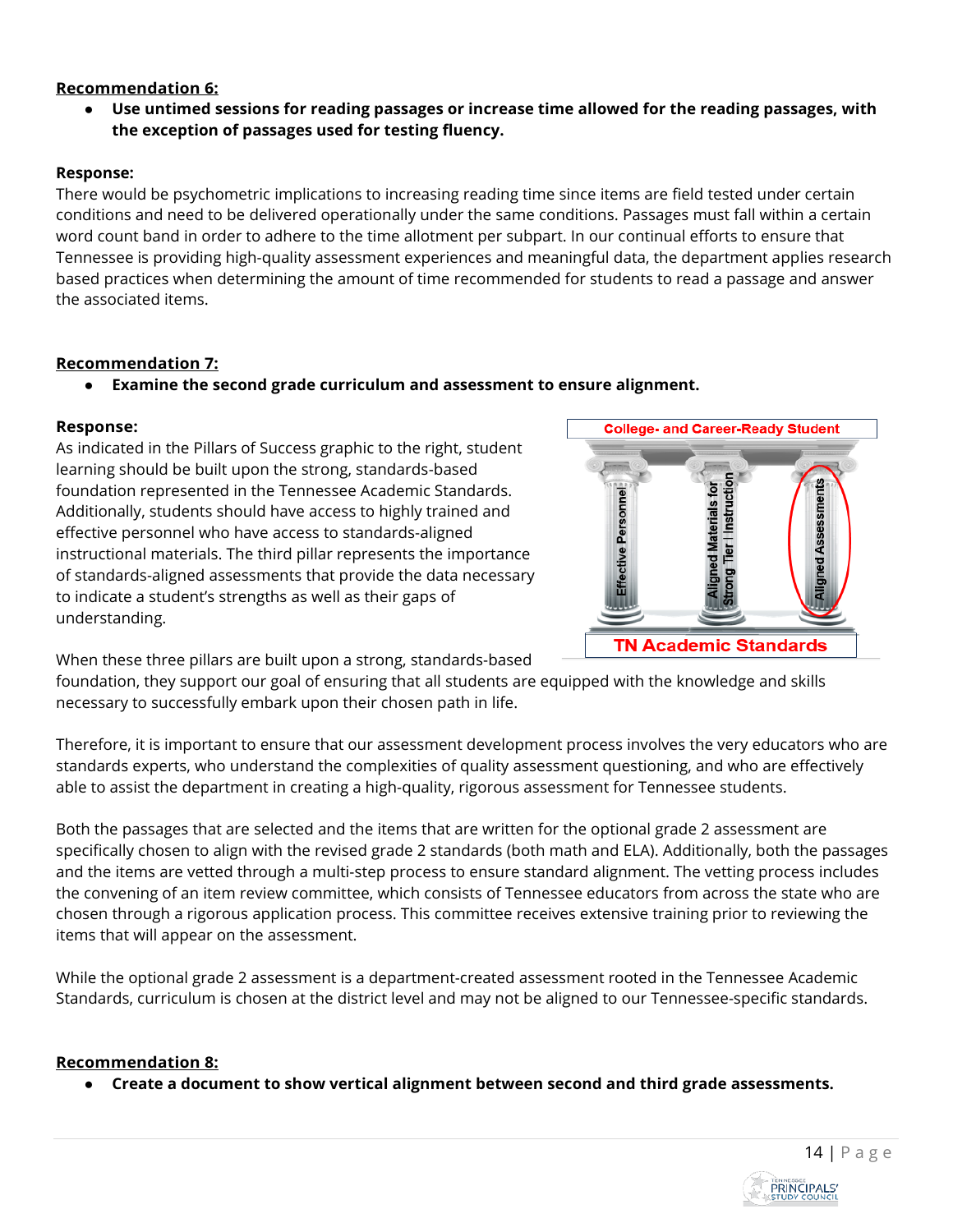**Recommendation 6:**

- **Use untimed sessions for reading passages or increase time allowed for the reading passages, with the exception of passages used for testing fluency.**

**Response:**

There would be psychometric implications to increasing reading time since items are field tested under certain conditions and need to be delivered operationally under the same conditions. Passages must fall within a certain word count band in order to adhere to the time allotment per subpart. In our continual efforts to ensure that Tennessee is providing high-quality assessment experiences and meaningful data, the department applies research based practices when determining the amount of time recommended for students to read a passage and answer the associated items.

**Recommendation 7:**

- **Examine the second grade curriculum and assessment to ensure alignment.**

**Response:**

As indicated in the Pillars of Success graphic to the right, student learning should be built upon the strong, standards-based foundation represented in the Tennessee Academic Standards. Additionally, students should have access to highly trained and effective personnel who have access to standards-aligned instructional materials. The third pillar represents the importance of standards-aligned assessments that provide the data necessary to indicate a student's strengths as well as their gaps of understanding.

College- and Career-Ready Student

Effective Personnel | Aligned Materials for Strong Tier I Instruction | Aligned Assessments

TN Academic Standards

When these three pillars are built upon a strong, standards-based foundation, they support our goal of ensuring that all students are equipped with the knowledge and skills necessary to successfully embark upon their chosen path in life.

Therefore, it is important to ensure that our assessment development process involves the very educators who are standards experts, who understand the complexities of quality assessment questioning, and who are effectively able to assist the department in creating a high-quality, rigorous assessment for Tennessee students.

Both the passages that are selected and the items that are written for the optional grade 2 assessment are specifically chosen to align with the revised grade 2 standards (both math and ELA). Additionally, both the passages and the items are vetted through a multi-step process to ensure standard alignment. The vetting process includes the convening of an item review committee, which consists of Tennessee educators from across the state who are chosen through a rigorous application process. This committee receives extensive training prior to reviewing the items that will appear on the assessment.

While the optional grade 2 assessment is a department-created assessment rooted in the Tennessee Academic Standards, curriculum is chosen at the district level and may not be aligned to our Tennessee-specific standards.

**Recommendation 8:**

- **Create a document to show vertical alignment between second and third grade assessments.**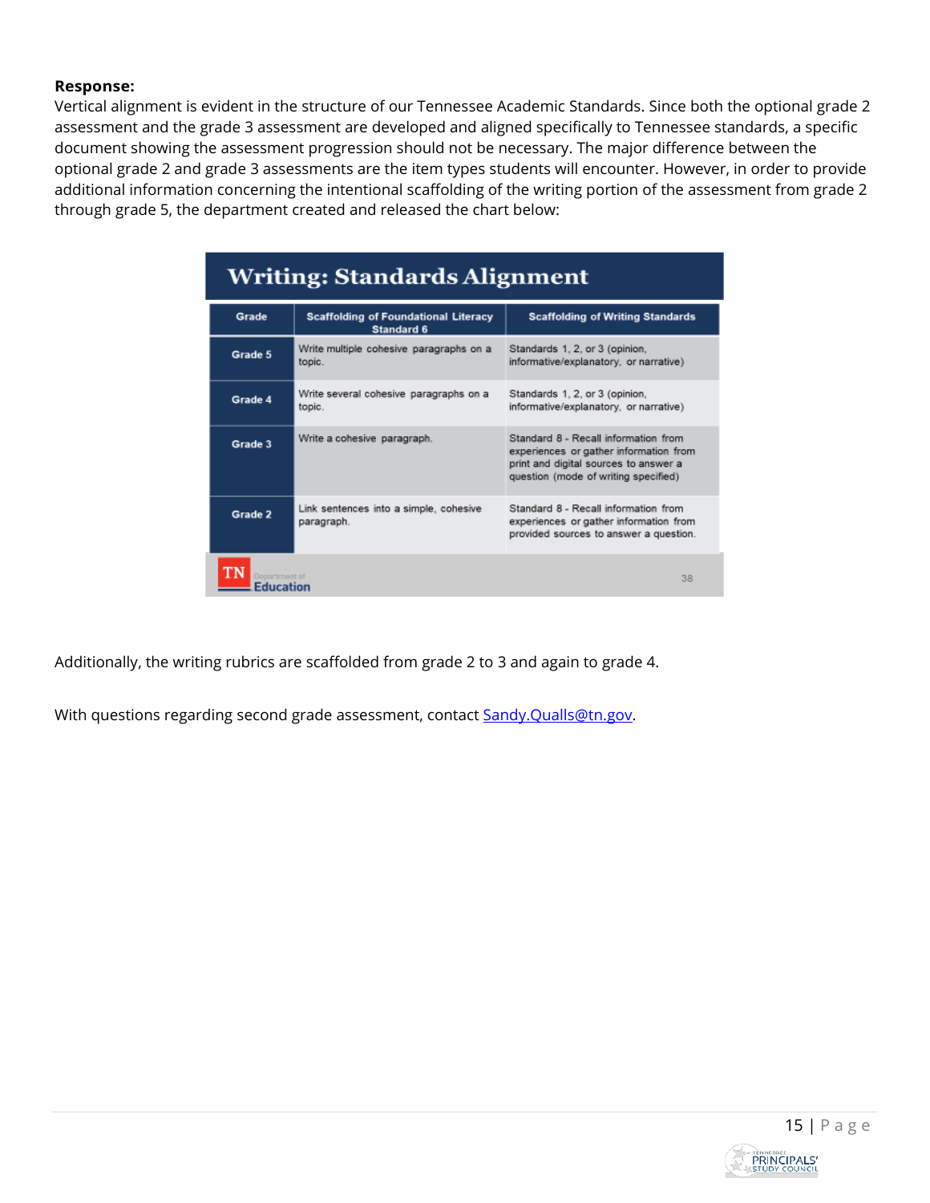**Response:**
Vertical alignment is evident in the structure of our Tennessee Academic Standards. Since both the optional grade 2 assessment and the grade 3 assessment are developed and aligned specifically to Tennessee standards, a specific document showing the assessment progression should not be necessary. The major difference between the optional grade 2 and grade 3 assessments are the item types students will encounter. However, in order to provide additional information concerning the intentional scaffolding of the writing portion of the assessment from grade 2 through grade 5, the department created and released the chart below:

**Writing: Standards Alignment**

| Grade | Scaffolding of Foundational Literacy Standard 6 | Scaffolding of Writing Standards |
|---|---|---|
| Grade 5 | Write multiple cohesive paragraphs on a topic. | Standards 1, 2, or 3 (opinion, informative/explanatory, or narrative) |
| Grade 4 | Write several cohesive paragraphs on a topic. | Standards 1, 2, or 3 (opinion, informative/explanatory, or narrative) |
| Grade 3 | Write a cohesive paragraph. | Standard 8 - Recall information from experiences or gather information from print and digital sources to answer a question (mode of writing specified) |
| Grade 2 | Link sentences into a simple, cohesive paragraph. | Standard 8 - Recall information from experiences or gather information from provided sources to answer a question. |

Additionally, the writing rubrics are scaffolded from grade 2 to 3 and again to grade 4.

With questions regarding second grade assessment, contact [Sandy.Qualls@tn.gov](mailto:Sandy.Qualls@tn.gov).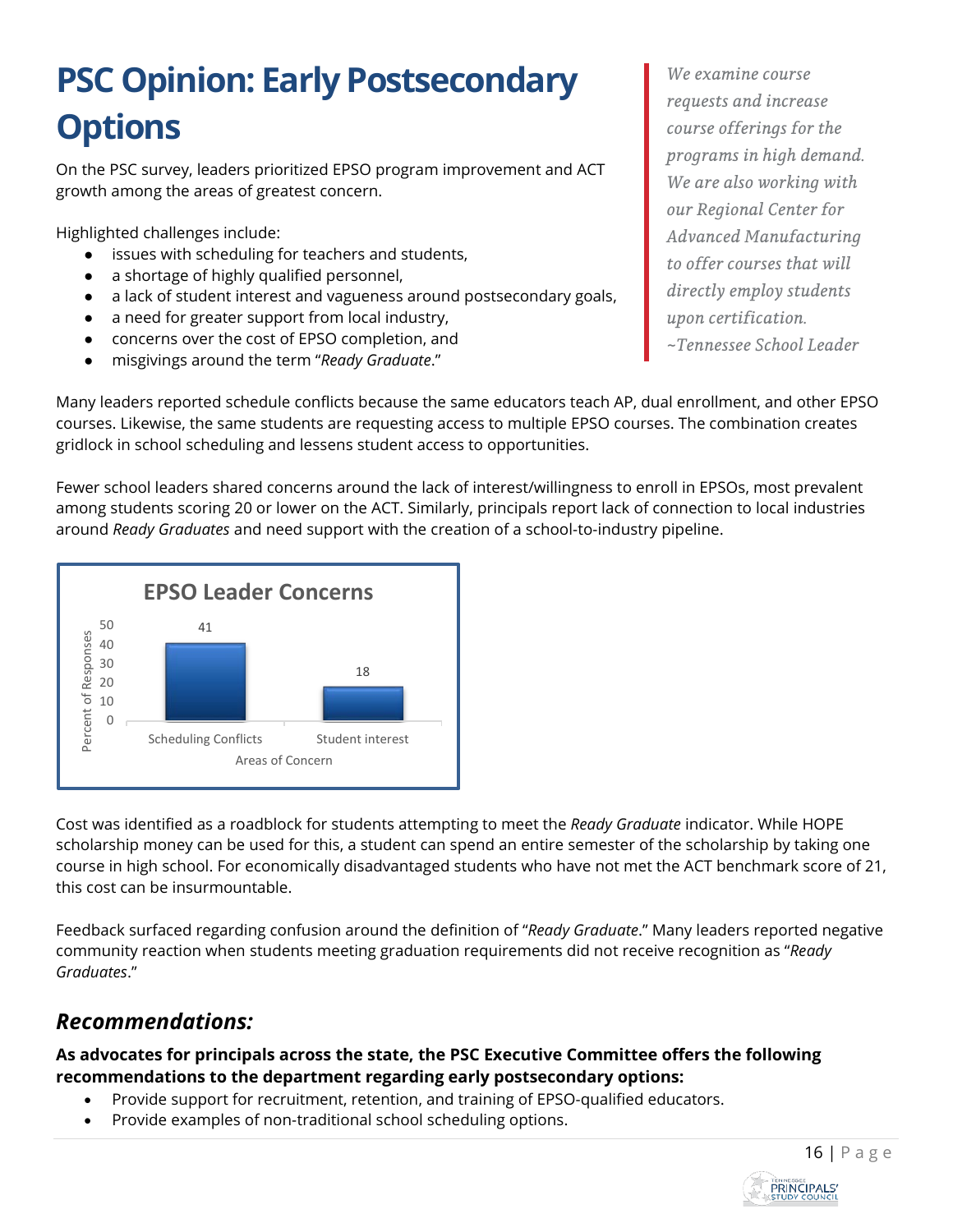# PSC Opinion: Early Postsecondary Options

On the PSC survey, leaders prioritized EPSO program improvement and ACT growth among the areas of greatest concern.

Highlighted challenges include:

- issues with scheduling for teachers and students,
- a shortage of highly qualified personnel,
- a lack of student interest and vagueness around postsecondary goals,
- a need for greater support from local industry,
- concerns over the cost of EPSO completion, and
- misgivings around the term "*Ready Graduate*."

> *We examine course requests and increase course offerings for the programs in high demand. We are also working with our Regional Center for Advanced Manufacturing to offer courses that will directly employ students upon certification.*
> *~Tennessee School Leader*

Many leaders reported schedule conflicts because the same educators teach AP, dual enrollment, and other EPSO courses. Likewise, the same students are requesting access to multiple EPSO courses. The combination creates gridlock in school scheduling and lessens student access to opportunities.

Fewer school leaders shared concerns around the lack of interest/willingness to enroll in EPSOs, most prevalent among students scoring 20 or lower on the ACT. Similarly, principals report lack of connection to local industries around *Ready Graduates* and need support with the creation of a school-to-industry pipeline.

**EPSO Leader Concerns**

| Areas of Concern | Percent of Responses |
|---|---|
| Scheduling Conflicts | 41 |
| Student interest | 18 |

Cost was identified as a roadblock for students attempting to meet the *Ready Graduate* indicator. While HOPE scholarship money can be used for this, a student can spend an entire semester of the scholarship by taking one course in high school. For economically disadvantaged students who have not met the ACT benchmark score of 21, this cost can be insurmountable.

Feedback surfaced regarding confusion around the definition of "*Ready Graduate*." Many leaders reported negative community reaction when students meeting graduation requirements did not receive recognition as "*Ready Graduates*."

## *Recommendations:*

**As advocates for principals across the state, the PSC Executive Committee offers the following recommendations to the department regarding early postsecondary options:**

- Provide support for recruitment, retention, and training of EPSO-qualified educators.
- Provide examples of non-traditional school scheduling options.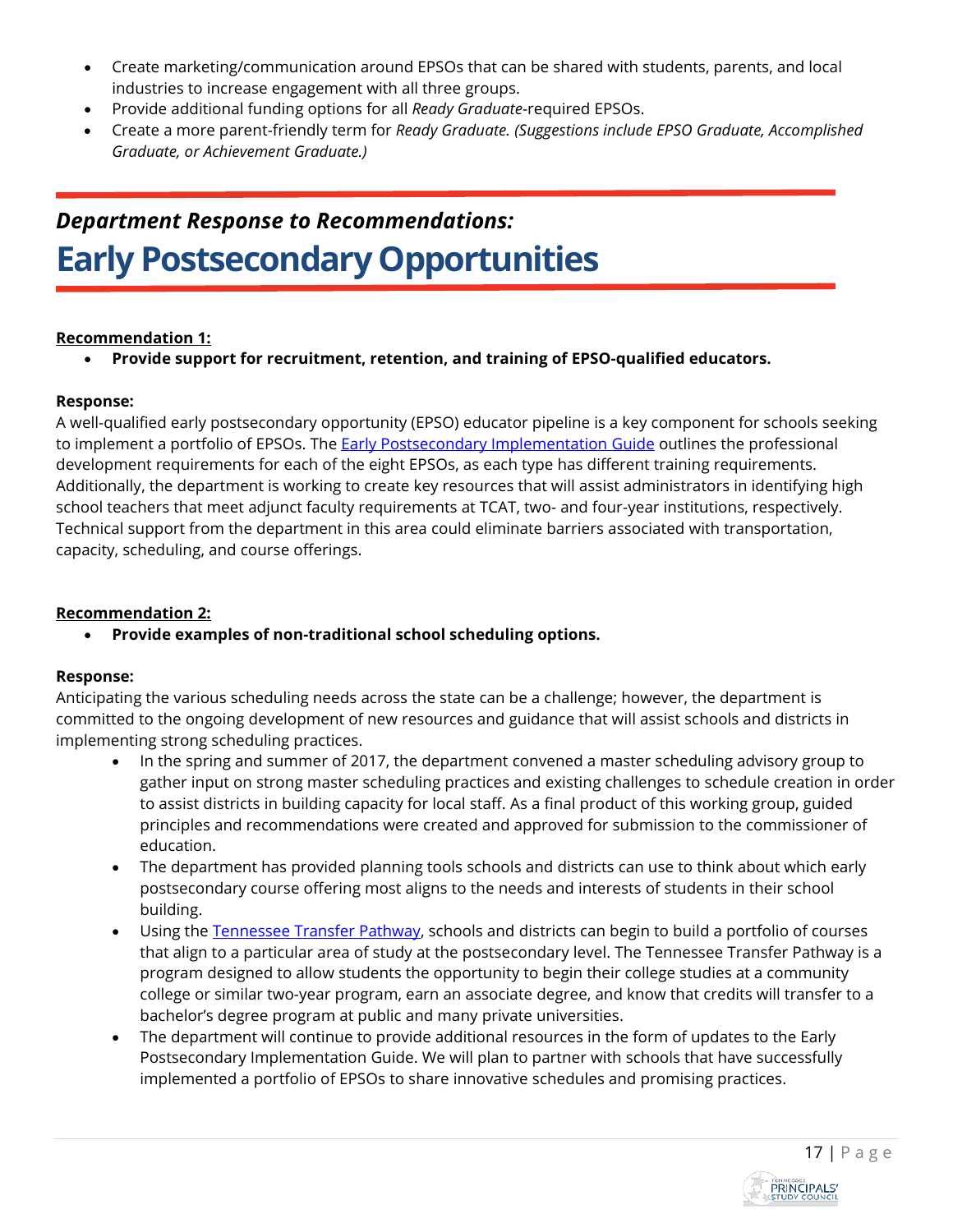- Create marketing/communication around EPSOs that can be shared with students, parents, and local industries to increase engagement with all three groups.
- Provide additional funding options for all *Ready Graduate*-required EPSOs.
- Create a more parent-friendly term for *Ready Graduate. (Suggestions include EPSO Graduate, Accomplished Graduate, or Achievement Graduate.)*

## *Department Response to Recommendations:*

# Early Postsecondary Opportunities

**Recommendation 1:**

- **Provide support for recruitment, retention, and training of EPSO-qualified educators.**

**Response:**

A well-qualified early postsecondary opportunity (EPSO) educator pipeline is a key component for schools seeking to implement a portfolio of EPSOs. The Early Postsecondary Implementation Guide outlines the professional development requirements for each of the eight EPSOs, as each type has different training requirements. Additionally, the department is working to create key resources that will assist administrators in identifying high school teachers that meet adjunct faculty requirements at TCAT, two- and four-year institutions, respectively. Technical support from the department in this area could eliminate barriers associated with transportation, capacity, scheduling, and course offerings.

**Recommendation 2:**

- **Provide examples of non-traditional school scheduling options.**

**Response:**

Anticipating the various scheduling needs across the state can be a challenge; however, the department is committed to the ongoing development of new resources and guidance that will assist schools and districts in implementing strong scheduling practices.

- In the spring and summer of 2017, the department convened a master scheduling advisory group to gather input on strong master scheduling practices and existing challenges to schedule creation in order to assist districts in building capacity for local staff. As a final product of this working group, guided principles and recommendations were created and approved for submission to the commissioner of education.
- The department has provided planning tools schools and districts can use to think about which early postsecondary course offering most aligns to the needs and interests of students in their school building.
- Using the Tennessee Transfer Pathway, schools and districts can begin to build a portfolio of courses that align to a particular area of study at the postsecondary level. The Tennessee Transfer Pathway is a program designed to allow students the opportunity to begin their college studies at a community college or similar two-year program, earn an associate degree, and know that credits will transfer to a bachelor's degree program at public and many private universities.
- The department will continue to provide additional resources in the form of updates to the Early Postsecondary Implementation Guide. We will plan to partner with schools that have successfully implemented a portfolio of EPSOs to share innovative schedules and promising practices.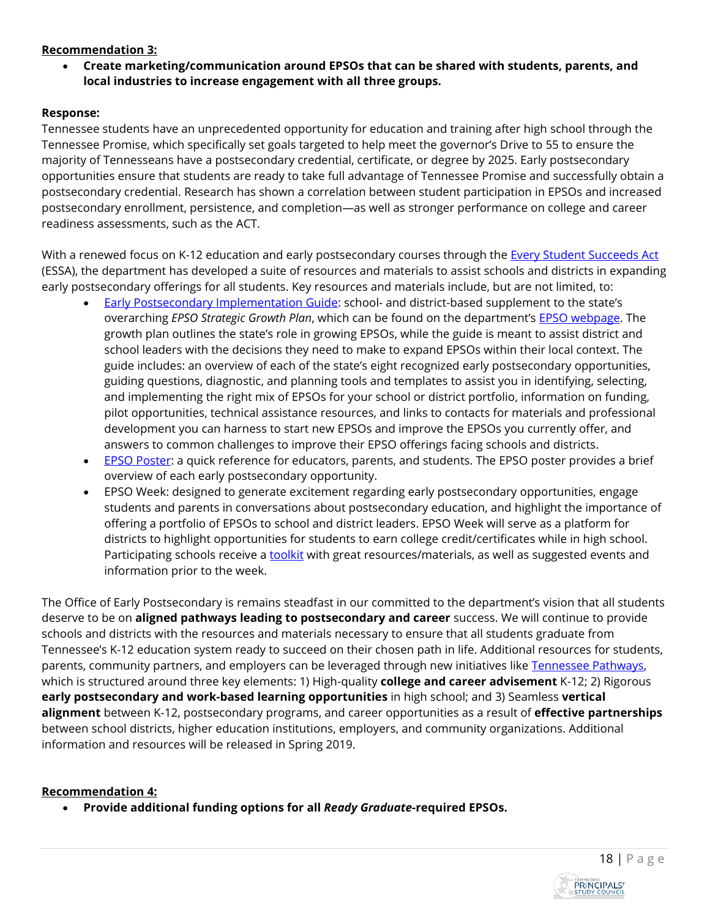**Recommendation 3:**

- **Create marketing/communication around EPSOs that can be shared with students, parents, and local industries to increase engagement with all three groups.**

**Response:**
Tennessee students have an unprecedented opportunity for education and training after high school through the Tennessee Promise, which specifically set goals targeted to help meet the governor's Drive to 55 to ensure the majority of Tennesseans have a postsecondary credential, certificate, or degree by 2025. Early postsecondary opportunities ensure that students are ready to take full advantage of Tennessee Promise and successfully obtain a postsecondary credential. Research has shown a correlation between student participation in EPSOs and increased postsecondary enrollment, persistence, and completion—as well as stronger performance on college and career readiness assessments, such as the ACT.

With a renewed focus on K-12 education and early postsecondary courses through the Every Student Succeeds Act (ESSA), the department has developed a suite of resources and materials to assist schools and districts in expanding early postsecondary offerings for all students. Key resources and materials include, but are not limited, to:

- Early Postsecondary Implementation Guide: school- and district-based supplement to the state's overarching *EPSO Strategic Growth Plan*, which can be found on the department's EPSO webpage. The growth plan outlines the state's role in growing EPSOs, while the guide is meant to assist district and school leaders with the decisions they need to make to expand EPSOs within their local context. The guide includes: an overview of each of the state's eight recognized early postsecondary opportunities, guiding questions, diagnostic, and planning tools and templates to assist you in identifying, selecting, and implementing the right mix of EPSOs for your school or district portfolio, information on funding, pilot opportunities, technical assistance resources, and links to contacts for materials and professional development you can harness to start new EPSOs and improve the EPSOs you currently offer, and answers to common challenges to improve their EPSO offerings facing schools and districts.
- EPSO Poster: a quick reference for educators, parents, and students. The EPSO poster provides a brief overview of each early postsecondary opportunity.
- EPSO Week: designed to generate excitement regarding early postsecondary opportunities, engage students and parents in conversations about postsecondary education, and highlight the importance of offering a portfolio of EPSOs to school and district leaders. EPSO Week will serve as a platform for districts to highlight opportunities for students to earn college credit/certificates while in high school. Participating schools receive a toolkit with great resources/materials, as well as suggested events and information prior to the week.

The Office of Early Postsecondary is remains steadfast in our committed to the department's vision that all students deserve to be on **aligned pathways leading to postsecondary and career** success. We will continue to provide schools and districts with the resources and materials necessary to ensure that all students graduate from Tennessee's K-12 education system ready to succeed on their chosen path in life. Additional resources for students, parents, community partners, and employers can be leveraged through new initiatives like Tennessee Pathways, which is structured around three key elements: 1) High-quality **college and career advisement** K-12; 2) Rigorous **early postsecondary and work-based learning opportunities** in high school; and 3) Seamless **vertical alignment** between K-12, postsecondary programs, and career opportunities as a result of **effective partnerships** between school districts, higher education institutions, employers, and community organizations. Additional information and resources will be released in Spring 2019.

**Recommendation 4:**

- **Provide additional funding options for all *Ready Graduate*-required EPSOs.**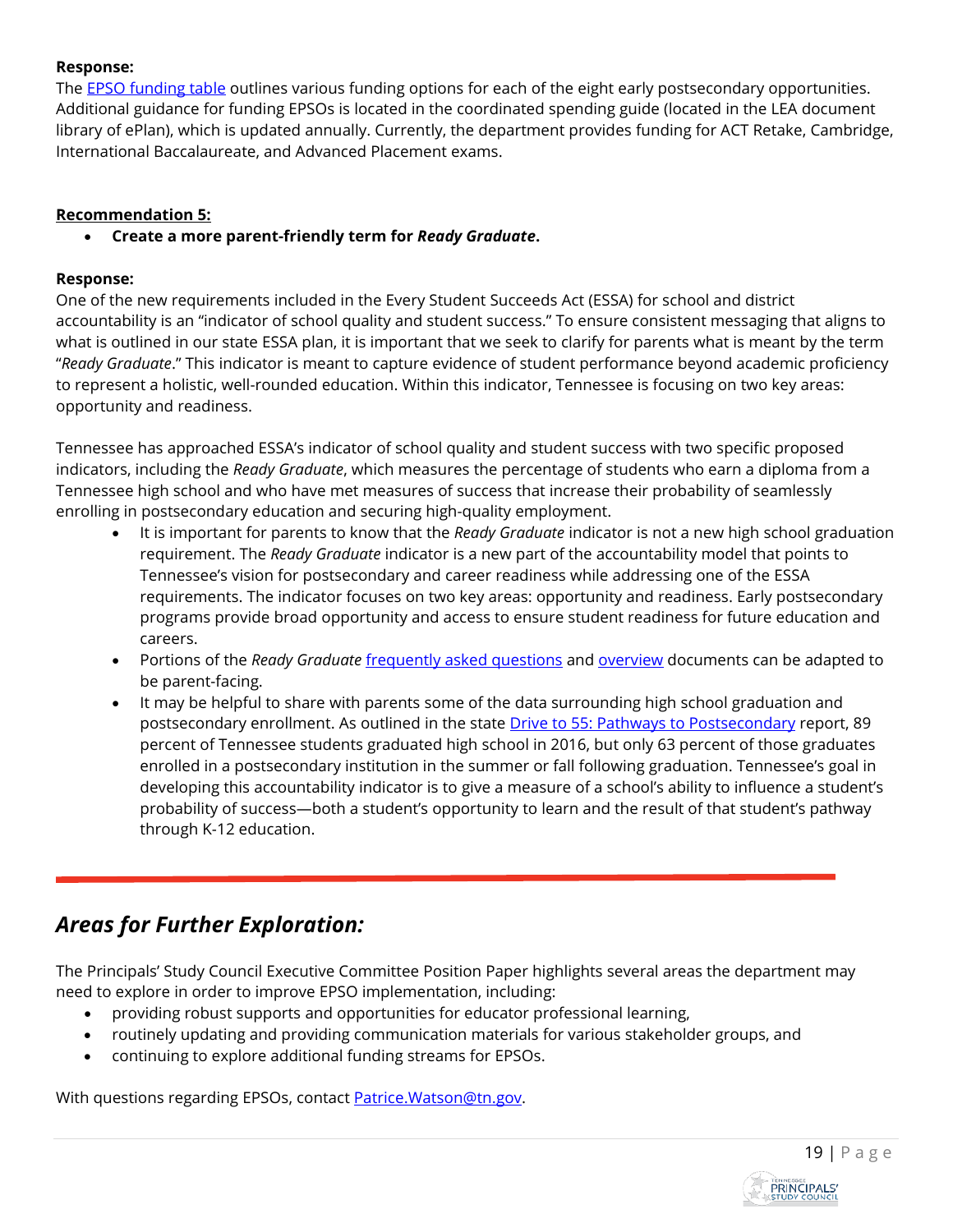**Response:**
The [EPSO funding table] outlines various funding options for each of the eight early postsecondary opportunities. Additional guidance for funding EPSOs is located in the coordinated spending guide (located in the LEA document library of ePlan), which is updated annually. Currently, the department provides funding for ACT Retake, Cambridge, International Baccalaureate, and Advanced Placement exams.

**Recommendation 5:**

- **Create a more parent-friendly term for *Ready Graduate*.**

**Response:**
One of the new requirements included in the Every Student Succeeds Act (ESSA) for school and district accountability is an "indicator of school quality and student success." To ensure consistent messaging that aligns to what is outlined in our state ESSA plan, it is important that we seek to clarify for parents what is meant by the term "*Ready Graduate*." This indicator is meant to capture evidence of student performance beyond academic proficiency to represent a holistic, well-rounded education. Within this indicator, Tennessee is focusing on two key areas: opportunity and readiness.

Tennessee has approached ESSA's indicator of school quality and student success with two specific proposed indicators, including the *Ready Graduate*, which measures the percentage of students who earn a diploma from a Tennessee high school and who have met measures of success that increase their probability of seamlessly enrolling in postsecondary education and securing high-quality employment.

- It is important for parents to know that the *Ready Graduate* indicator is not a new high school graduation requirement. The *Ready Graduate* indicator is a new part of the accountability model that points to Tennessee's vision for postsecondary and career readiness while addressing one of the ESSA requirements. The indicator focuses on two key areas: opportunity and readiness. Early postsecondary programs provide broad opportunity and access to ensure student readiness for future education and careers.
- Portions of the *Ready Graduate* [frequently asked questions] and [overview] documents can be adapted to be parent-facing.
- It may be helpful to share with parents some of the data surrounding high school graduation and postsecondary enrollment. As outlined in the state [Drive to 55: Pathways to Postsecondary] report, 89 percent of Tennessee students graduated high school in 2016, but only 63 percent of those graduates enrolled in a postsecondary institution in the summer or fall following graduation. Tennessee's goal in developing this accountability indicator is to give a measure of a school's ability to influence a student's probability of success—both a student's opportunity to learn and the result of that student's pathway through K-12 education.

## *Areas for Further Exploration:*

The Principals' Study Council Executive Committee Position Paper highlights several areas the department may need to explore in order to improve EPSO implementation, including:

- providing robust supports and opportunities for educator professional learning,
- routinely updating and providing communication materials for various stakeholder groups, and
- continuing to explore additional funding streams for EPSOs.

With questions regarding EPSOs, contact Patrice.Watson@tn.gov.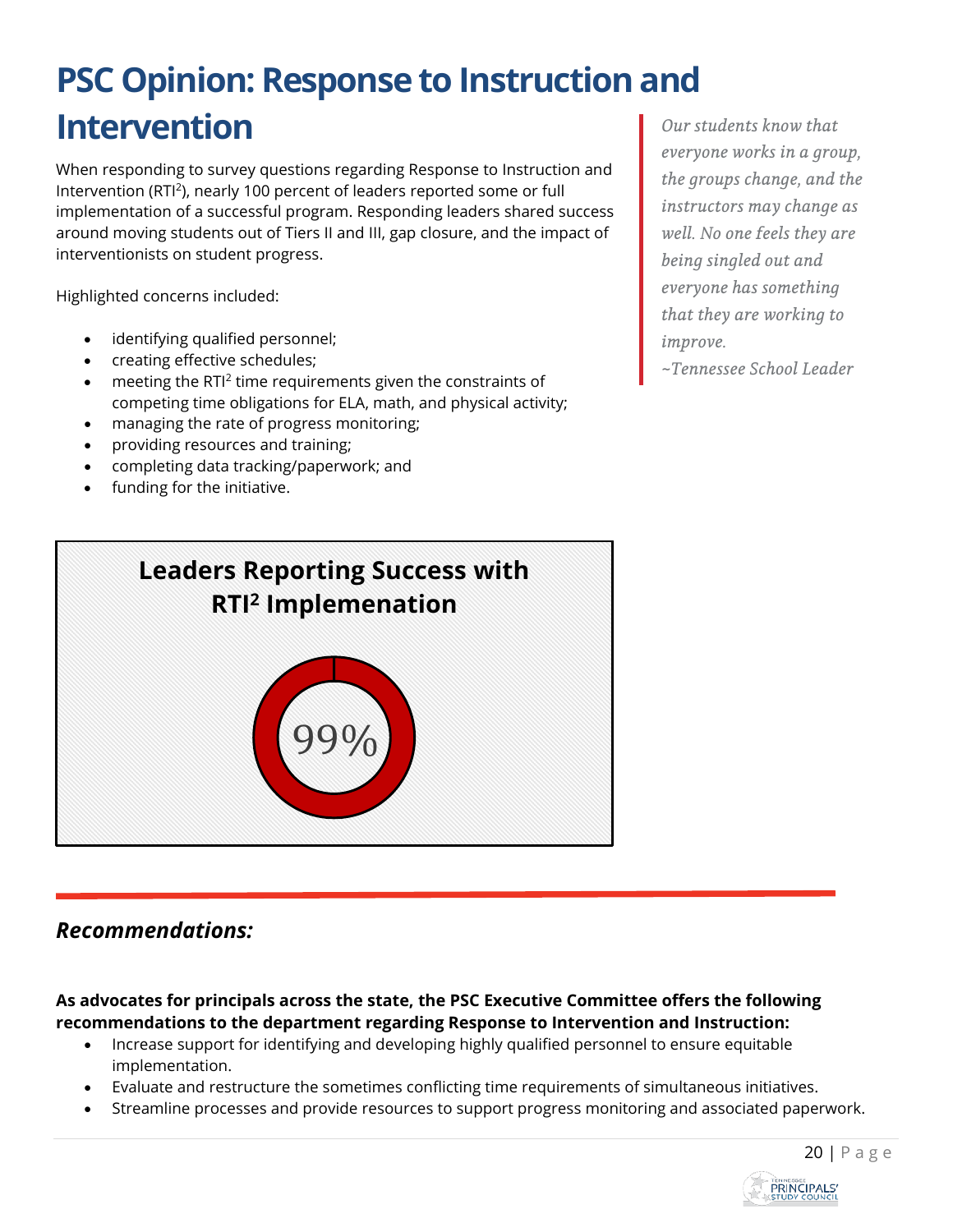# PSC Opinion: Response to Instruction and Intervention

When responding to survey questions regarding Response to Instruction and Intervention (RTI²), nearly 100 percent of leaders reported some or full implementation of a successful program. Responding leaders shared success around moving students out of Tiers II and III, gap closure, and the impact of interventionists on student progress.

Highlighted concerns included:

- identifying qualified personnel;
- creating effective schedules;
- meeting the RTI² time requirements given the constraints of competing time obligations for ELA, math, and physical activity;
- managing the rate of progress monitoring;
- providing resources and training;
- completing data tracking/paperwork; and
- funding for the initiative.

> *Our students know that everyone works in a group, the groups change, and the instructors may change as well. No one feels they are being singled out and everyone has something that they are working to improve.*
> *~Tennessee School Leader*

**Leaders Reporting Success with RTI² Implemenation**

99%

## *Recommendations:*

**As advocates for principals across the state, the PSC Executive Committee offers the following recommendations to the department regarding Response to Intervention and Instruction:**

- Increase support for identifying and developing highly qualified personnel to ensure equitable implementation.
- Evaluate and restructure the sometimes conflicting time requirements of simultaneous initiatives.
- Streamline processes and provide resources to support progress monitoring and associated paperwork.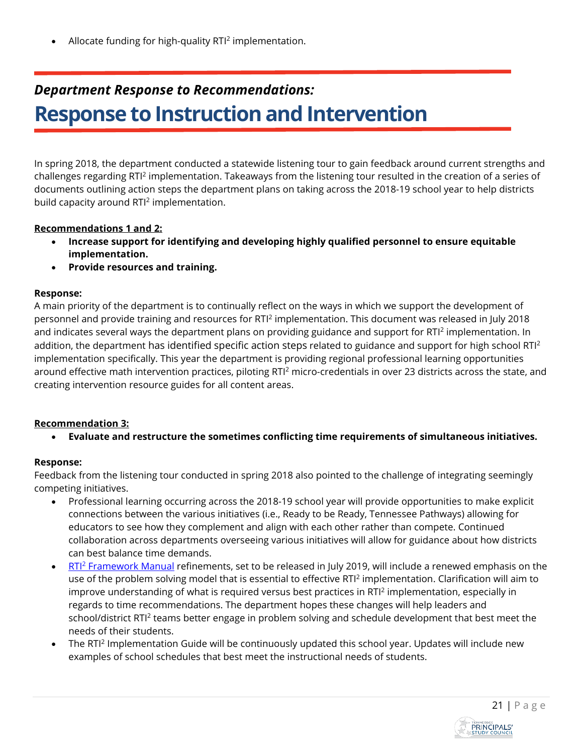- Allocate funding for high-quality RTI² implementation.

## *Department Response to Recommendations:*

# Response to Instruction and Intervention

In spring 2018, the department conducted a statewide listening tour to gain feedback around current strengths and challenges regarding RTI² implementation. Takeaways from the listening tour resulted in the creation of a series of documents outlining action steps the department plans on taking across the 2018-19 school year to help districts build capacity around RTI² implementation.

**Recommendations 1 and 2:**

- **Increase support for identifying and developing highly qualified personnel to ensure equitable implementation.**
- **Provide resources and training.**

**Response:**
A main priority of the department is to continually reflect on the ways in which we support the development of personnel and provide training and resources for RTI² implementation. This document was released in July 2018 and indicates several ways the department plans on providing guidance and support for RTI² implementation. In addition, the department has identified specific action steps related to guidance and support for high school RTI² implementation specifically. This year the department is providing regional professional learning opportunities around effective math intervention practices, piloting RTI² micro-credentials in over 23 districts across the state, and creating intervention resource guides for all content areas.

**Recommendation 3:**

- **Evaluate and restructure the sometimes conflicting time requirements of simultaneous initiatives.**

**Response:**
Feedback from the listening tour conducted in spring 2018 also pointed to the challenge of integrating seemingly competing initiatives.

- Professional learning occurring across the 2018-19 school year will provide opportunities to make explicit connections between the various initiatives (i.e., Ready to be Ready, Tennessee Pathways) allowing for educators to see how they complement and align with each other rather than compete. Continued collaboration across departments overseeing various initiatives will allow for guidance about how districts can best balance time demands.
- RTI² Framework Manual refinements, set to be released in July 2019, will include a renewed emphasis on the use of the problem solving model that is essential to effective RTI² implementation. Clarification will aim to improve understanding of what is required versus best practices in RTI² implementation, especially in regards to time recommendations. The department hopes these changes will help leaders and school/district RTI² teams better engage in problem solving and schedule development that best meet the needs of their students.
- The RTI² Implementation Guide will be continuously updated this school year. Updates will include new examples of school schedules that best meet the instructional needs of students.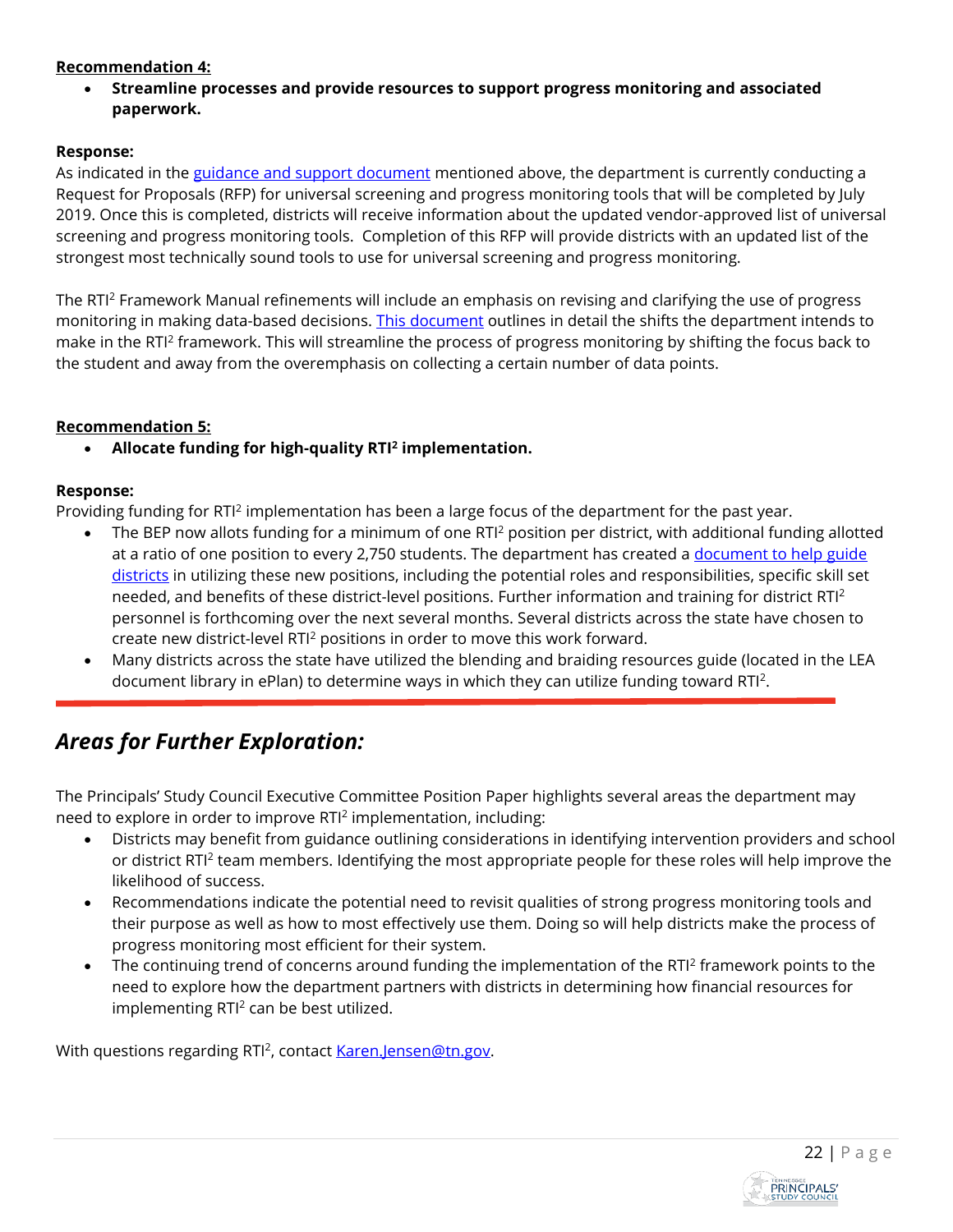**Recommendation 4:**

- **Streamline processes and provide resources to support progress monitoring and associated paperwork.**

**Response:**

As indicated in the guidance and support document mentioned above, the department is currently conducting a Request for Proposals (RFP) for universal screening and progress monitoring tools that will be completed by July 2019. Once this is completed, districts will receive information about the updated vendor-approved list of universal screening and progress monitoring tools. Completion of this RFP will provide districts with an updated list of the strongest most technically sound tools to use for universal screening and progress monitoring.

The RTI² Framework Manual refinements will include an emphasis on revising and clarifying the use of progress monitoring in making data-based decisions. This document outlines in detail the shifts the department intends to make in the RTI² framework. This will streamline the process of progress monitoring by shifting the focus back to the student and away from the overemphasis on collecting a certain number of data points.

**Recommendation 5:**

- **Allocate funding for high-quality RTI² implementation.**

**Response:**

Providing funding for RTI² implementation has been a large focus of the department for the past year.

- The BEP now allots funding for a minimum of one RTI² position per district, with additional funding allotted at a ratio of one position to every 2,750 students. The department has created a document to help guide districts in utilizing these new positions, including the potential roles and responsibilities, specific skill set needed, and benefits of these district-level positions. Further information and training for district RTI² personnel is forthcoming over the next several months. Several districts across the state have chosen to create new district-level RTI² positions in order to move this work forward.
- Many districts across the state have utilized the blending and braiding resources guide (located in the LEA document library in ePlan) to determine ways in which they can utilize funding toward RTI².

## *Areas for Further Exploration:*

The Principals' Study Council Executive Committee Position Paper highlights several areas the department may need to explore in order to improve RTI² implementation, including:

- Districts may benefit from guidance outlining considerations in identifying intervention providers and school or district RTI² team members. Identifying the most appropriate people for these roles will help improve the likelihood of success.
- Recommendations indicate the potential need to revisit qualities of strong progress monitoring tools and their purpose as well as how to most effectively use them. Doing so will help districts make the process of progress monitoring most efficient for their system.
- The continuing trend of concerns around funding the implementation of the RTI² framework points to the need to explore how the department partners with districts in determining how financial resources for implementing RTI² can be best utilized.

With questions regarding RTI², contact Karen.Jensen@tn.gov.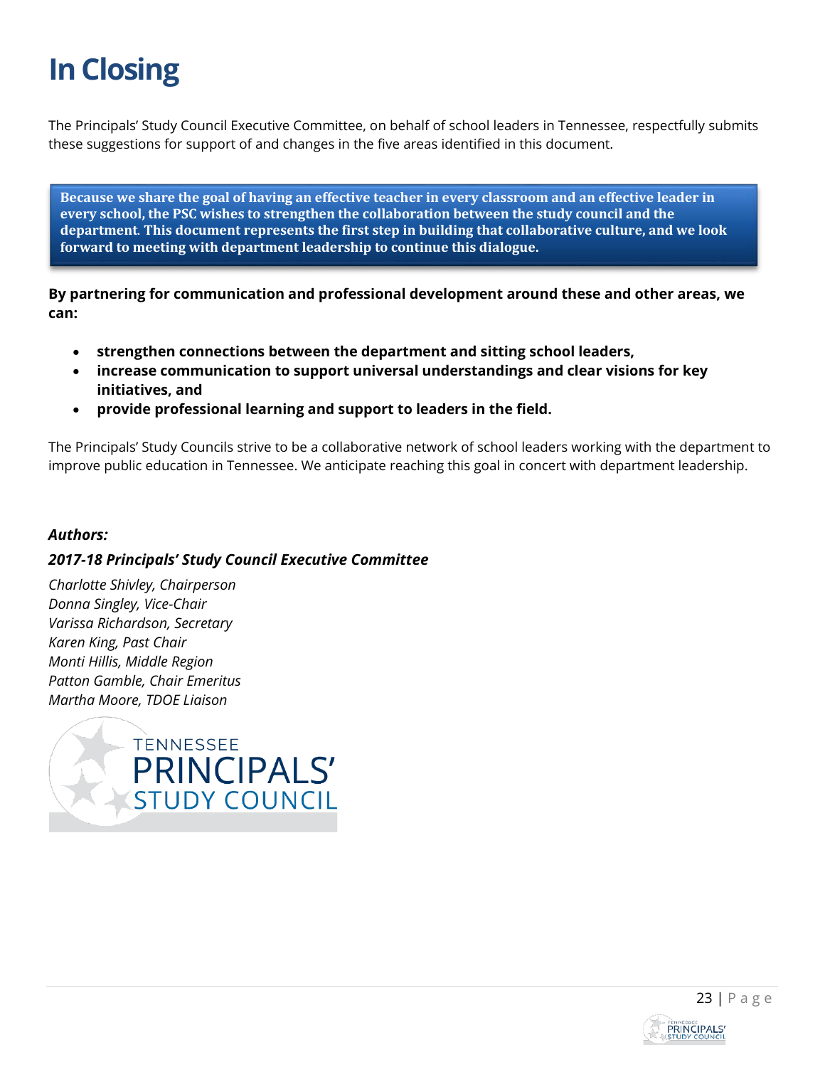# In Closing

The Principals' Study Council Executive Committee, on behalf of school leaders in Tennessee, respectfully submits these suggestions for support of and changes in the five areas identified in this document.

**Because we share the goal of having an effective teacher in every classroom and an effective leader in every school, the PSC wishes to strengthen the collaboration between the study council and the department. This document represents the first step in building that collaborative culture, and we look forward to meeting with department leadership to continue this dialogue.**

**By partnering for communication and professional development around these and other areas, we can:**

- **strengthen connections between the department and sitting school leaders,**
- **increase communication to support universal understandings and clear visions for key initiatives, and**
- **provide professional learning and support to leaders in the field.**

The Principals' Study Councils strive to be a collaborative network of school leaders working with the department to improve public education in Tennessee. We anticipate reaching this goal in concert with department leadership.

***Authors:***

***2017-18 Principals' Study Council Executive Committee***

*Charlotte Shivley, Chairperson*
*Donna Singley, Vice-Chair*
*Varissa Richardson, Secretary*
*Karen King, Past Chair*
*Monti Hillis, Middle Region*
*Patton Gamble, Chair Emeritus*
*Martha Moore, TDOE Liaison*

TENNESSEE PRINCIPALS' STUDY COUNCIL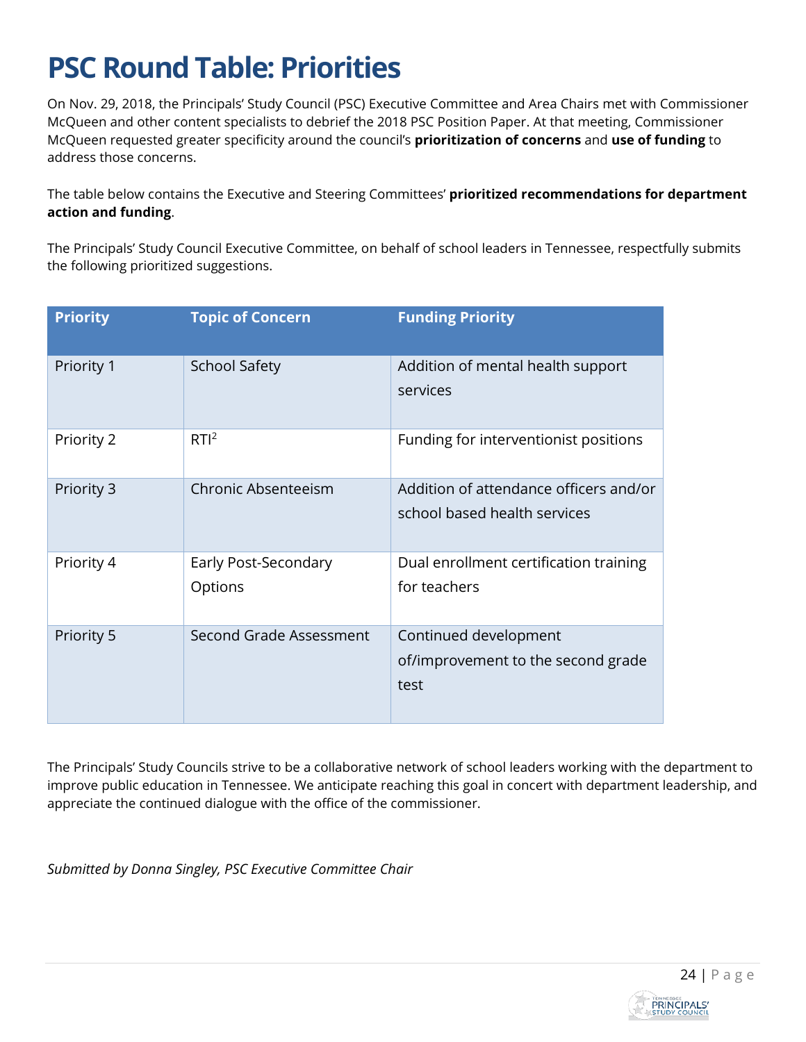# PSC Round Table: Priorities

On Nov. 29, 2018, the Principals' Study Council (PSC) Executive Committee and Area Chairs met with Commissioner McQueen and other content specialists to debrief the 2018 PSC Position Paper. At that meeting, Commissioner McQueen requested greater specificity around the council's **prioritization of concerns** and **use of funding** to address those concerns.

The table below contains the Executive and Steering Committees' **prioritized recommendations for department action and funding**.

The Principals' Study Council Executive Committee, on behalf of school leaders in Tennessee, respectfully submits the following prioritized suggestions.

| Priority | Topic of Concern | Funding Priority |
|---|---|---|
| Priority 1 | School Safety | Addition of mental health support services |
| Priority 2 | $RTI^2$ | Funding for interventionist positions |
| Priority 3 | Chronic Absenteeism | Addition of attendance officers and/or school based health services |
| Priority 4 | Early Post-Secondary Options | Dual enrollment certification training for teachers |
| Priority 5 | Second Grade Assessment | Continued development of/improvement to the second grade test |

The Principals' Study Councils strive to be a collaborative network of school leaders working with the department to improve public education in Tennessee. We anticipate reaching this goal in concert with department leadership, and appreciate the continued dialogue with the office of the commissioner.

*Submitted by Donna Singley, PSC Executive Committee Chair*